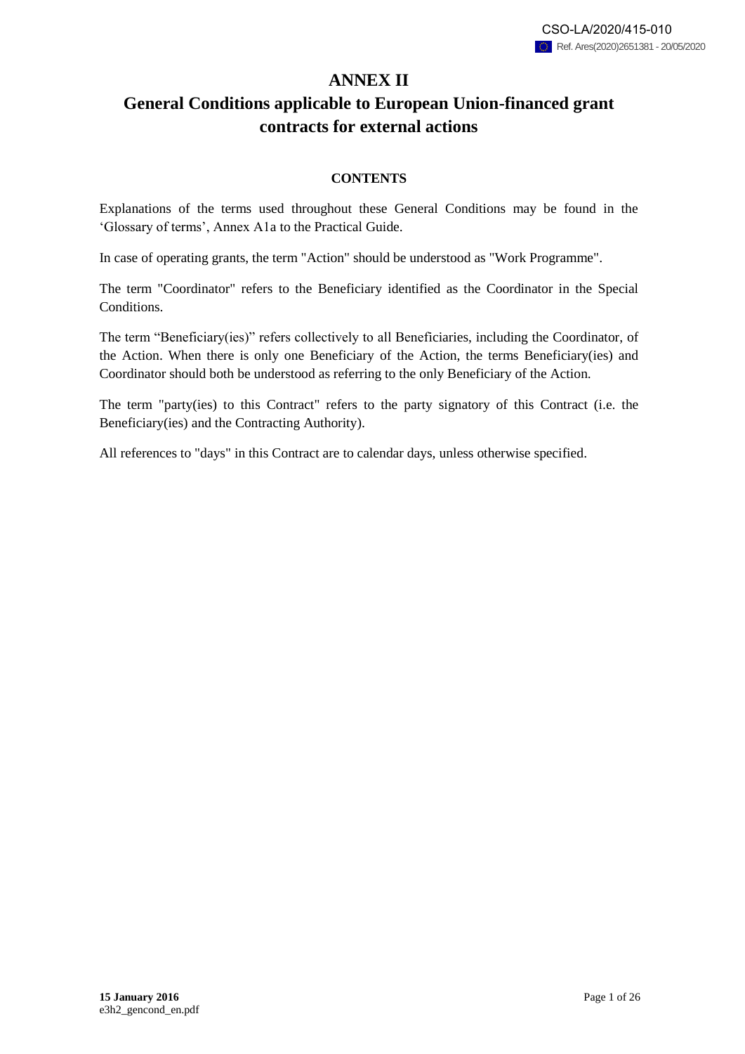# ANNEX II

# General Conditions applicable to European Union-financed grant contracts for external actions

**CONTENTS**

Explanations of the terms used throughout these General Conditions may be found in the 'Glossary of terms', Annex A1a to the Practical Guide.

In case of operating grants, the term "Action" should be understood as "Work Programme".

The term "Coordinator" refers to the Beneficiary identified as the Coordinator in the Special Conditions.

The term "Beneficiary(ies)" refers collectively to all Beneficiaries, including the Coordinator, of the Action. When there is only one Beneficiary of the Action, the terms Beneficiary(ies) and Coordinator should both be understood as referring to the only Beneficiary of the Action.

The term "party(ies) to this Contract" refers to the party signatory of this Contract (i.e. the Beneficiary(ies) and the Contracting Authority).

All references to "days" in this Contract are to calendar days, unless otherwise specified.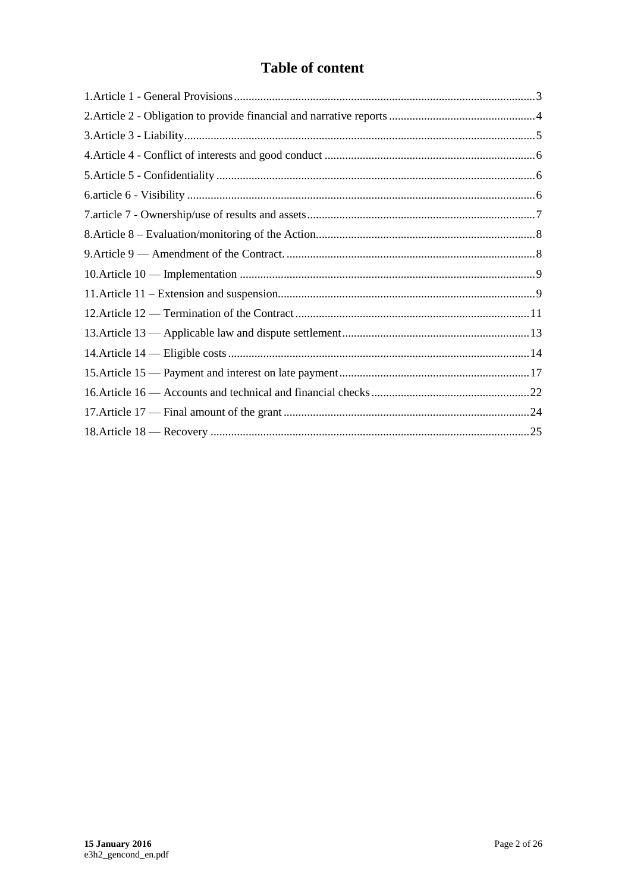# Table of content

1.Article 1 - General Provisions ........................................................................................................3
2.Article 2 - Obligation to provide financial and narrative reports ...................................................4
3.Article 3 - Liability...........................................................................................................................5
4.Article 4 - Conflict of interests and good conduct .........................................................................6
5.Article 5 - Confidentiality ...............................................................................................................6
6.article 6 - Visibility .........................................................................................................................6
7.article 7 - Ownership/use of results and assets ..............................................................................7
8.Article 8 – Evaluation/monitoring of the Action............................................................................8
9.Article 9 — Amendment of the Contract. ......................................................................................8
10.Article 10 — Implementation .......................................................................................................9
11.Article 11 – Extension and suspension..........................................................................................9
12.Article 12 — Termination of the Contract ..................................................................................11
13.Article 13 — Applicable law and dispute settlement .................................................................13
14.Article 14 — Eligible costs .........................................................................................................14
15.Article 15 — Payment and interest on late payment ..................................................................17
16.Article 16 — Accounts and technical and financial checks .......................................................22
17.Article 17 — Final amount of the grant .....................................................................................24
18.Article 18 — Recovery ..............................................................................................................25

**15 January 2016**
e3h2_gencond_en.pdf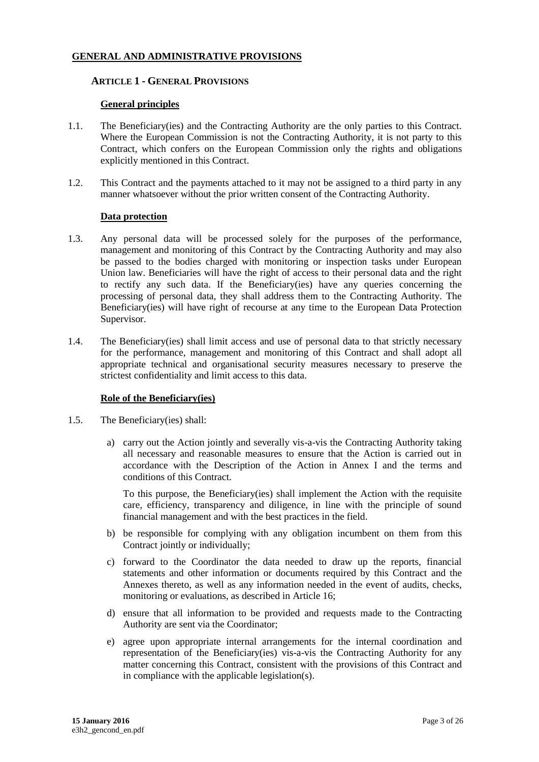## GENERAL AND ADMINISTRATIVE PROVISIONS

### ARTICLE 1 - GENERAL PROVISIONS

**General principles**

1.1. The Beneficiary(ies) and the Contracting Authority are the only parties to this Contract. Where the European Commission is not the Contracting Authority, it is not party to this Contract, which confers on the European Commission only the rights and obligations explicitly mentioned in this Contract.

1.2. This Contract and the payments attached to it may not be assigned to a third party in any manner whatsoever without the prior written consent of the Contracting Authority.

**Data protection**

1.3. Any personal data will be processed solely for the purposes of the performance, management and monitoring of this Contract by the Contracting Authority and may also be passed to the bodies charged with monitoring or inspection tasks under European Union law. Beneficiaries will have the right of access to their personal data and the right to rectify any such data. If the Beneficiary(ies) have any queries concerning the processing of personal data, they shall address them to the Contracting Authority. The Beneficiary(ies) will have right of recourse at any time to the European Data Protection Supervisor.

1.4. The Beneficiary(ies) shall limit access and use of personal data to that strictly necessary for the performance, management and monitoring of this Contract and shall adopt all appropriate technical and organisational security measures necessary to preserve the strictest confidentiality and limit access to this data.

**Role of the Beneficiary(ies)**

1.5. The Beneficiary(ies) shall:

a) carry out the Action jointly and severally vis-a-vis the Contracting Authority taking all necessary and reasonable measures to ensure that the Action is carried out in accordance with the Description of the Action in Annex I and the terms and conditions of this Contract.

   To this purpose, the Beneficiary(ies) shall implement the Action with the requisite care, efficiency, transparency and diligence, in line with the principle of sound financial management and with the best practices in the field.

b) be responsible for complying with any obligation incumbent on them from this Contract jointly or individually;

c) forward to the Coordinator the data needed to draw up the reports, financial statements and other information or documents required by this Contract and the Annexes thereto, as well as any information needed in the event of audits, checks, monitoring or evaluations, as described in Article 16;

d) ensure that all information to be provided and requests made to the Contracting Authority are sent via the Coordinator;

e) agree upon appropriate internal arrangements for the internal coordination and representation of the Beneficiary(ies) vis-a-vis the Contracting Authority for any matter concerning this Contract, consistent with the provisions of this Contract and in compliance with the applicable legislation(s).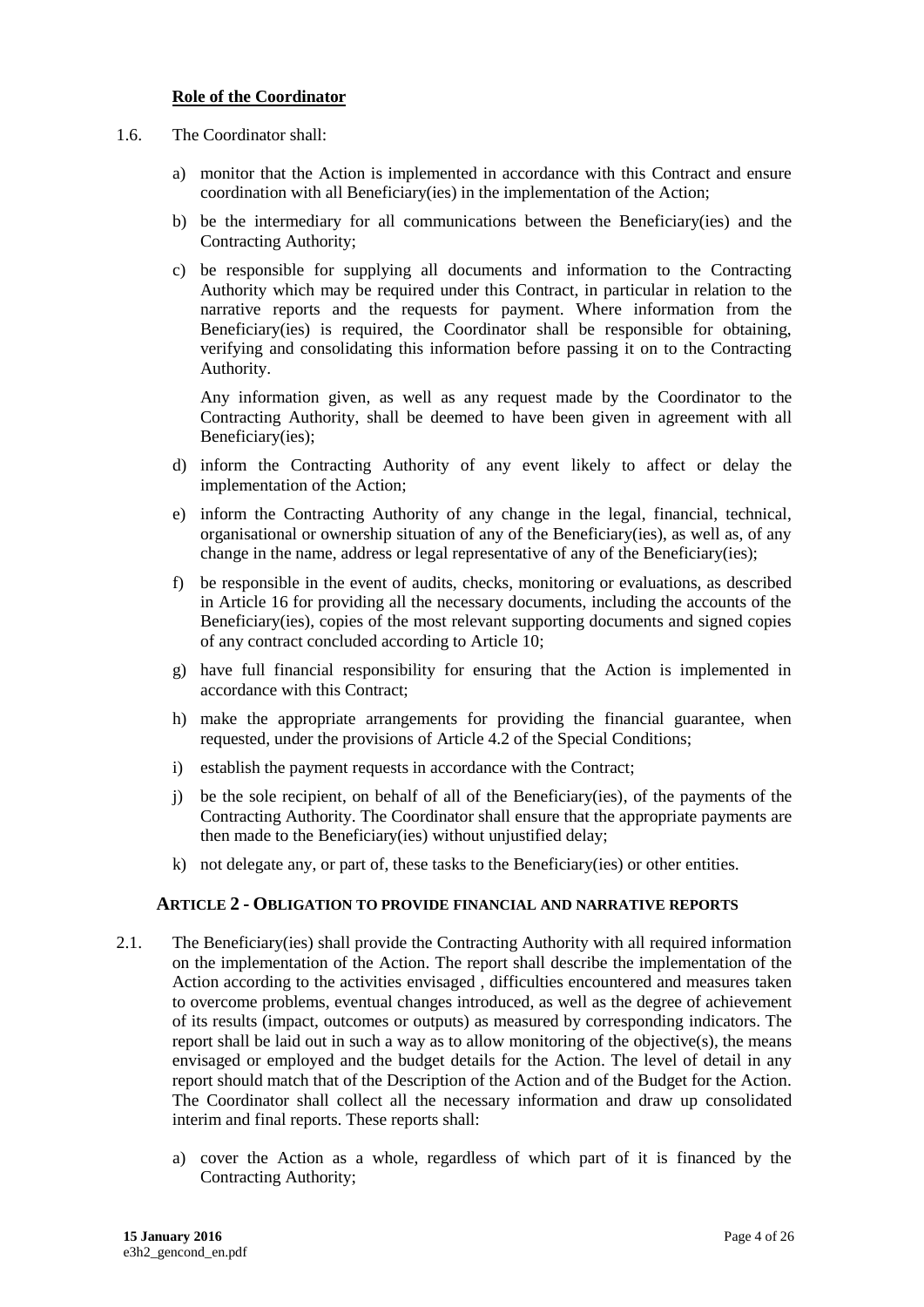**Role of the Coordinator**

1.6. The Coordinator shall:

a) monitor that the Action is implemented in accordance with this Contract and ensure coordination with all Beneficiary(ies) in the implementation of the Action;

b) be the intermediary for all communications between the Beneficiary(ies) and the Contracting Authority;

c) be responsible for supplying all documents and information to the Contracting Authority which may be required under this Contract, in particular in relation to the narrative reports and the requests for payment. Where information from the Beneficiary(ies) is required, the Coordinator shall be responsible for obtaining, verifying and consolidating this information before passing it on to the Contracting Authority.

   Any information given, as well as any request made by the Coordinator to the Contracting Authority, shall be deemed to have been given in agreement with all Beneficiary(ies);

d) inform the Contracting Authority of any event likely to affect or delay the implementation of the Action;

e) inform the Contracting Authority of any change in the legal, financial, technical, organisational or ownership situation of any of the Beneficiary(ies), as well as, of any change in the name, address or legal representative of any of the Beneficiary(ies);

f) be responsible in the event of audits, checks, monitoring or evaluations, as described in Article 16 for providing all the necessary documents, including the accounts of the Beneficiary(ies), copies of the most relevant supporting documents and signed copies of any contract concluded according to Article 10;

g) have full financial responsibility for ensuring that the Action is implemented in accordance with this Contract;

h) make the appropriate arrangements for providing the financial guarantee, when requested, under the provisions of Article 4.2 of the Special Conditions;

i) establish the payment requests in accordance with the Contract;

j) be the sole recipient, on behalf of all of the Beneficiary(ies), of the payments of the Contracting Authority. The Coordinator shall ensure that the appropriate payments are then made to the Beneficiary(ies) without unjustified delay;

k) not delegate any, or part of, these tasks to the Beneficiary(ies) or other entities.

## ARTICLE 2 - OBLIGATION TO PROVIDE FINANCIAL AND NARRATIVE REPORTS

2.1. The Beneficiary(ies) shall provide the Contracting Authority with all required information on the implementation of the Action. The report shall describe the implementation of the Action according to the activities envisaged , difficulties encountered and measures taken to overcome problems, eventual changes introduced, as well as the degree of achievement of its results (impact, outcomes or outputs) as measured by corresponding indicators. The report shall be laid out in such a way as to allow monitoring of the objective(s), the means envisaged or employed and the budget details for the Action. The level of detail in any report should match that of the Description of the Action and of the Budget for the Action. The Coordinator shall collect all the necessary information and draw up consolidated interim and final reports. These reports shall:

a) cover the Action as a whole, regardless of which part of it is financed by the Contracting Authority;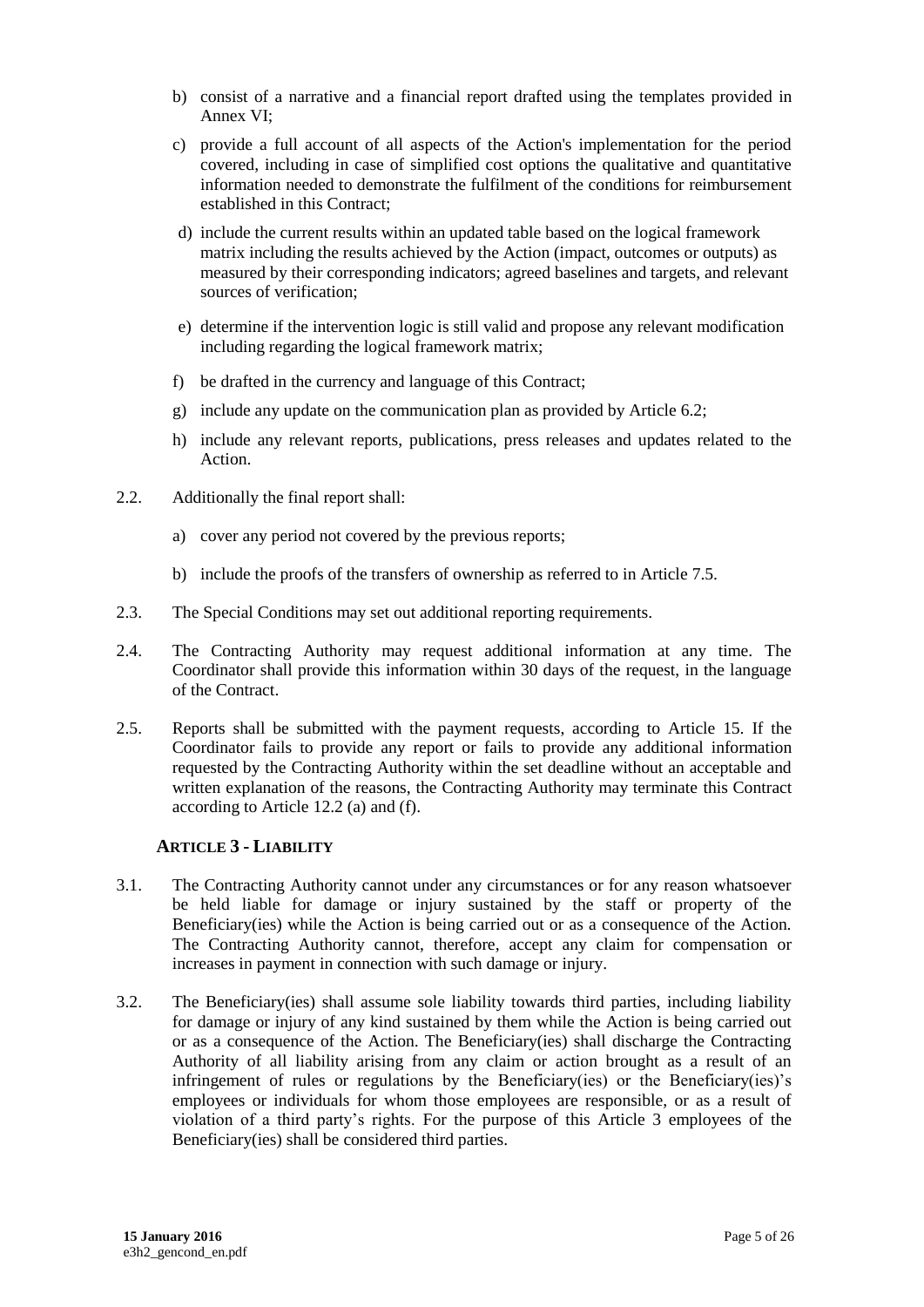b) consist of a narrative and a financial report drafted using the templates provided in Annex VI;

c) provide a full account of all aspects of the Action's implementation for the period covered, including in case of simplified cost options the qualitative and quantitative information needed to demonstrate the fulfilment of the conditions for reimbursement established in this Contract;

d) include the current results within an updated table based on the logical framework matrix including the results achieved by the Action (impact, outcomes or outputs) as measured by their corresponding indicators; agreed baselines and targets, and relevant sources of verification;

e) determine if the intervention logic is still valid and propose any relevant modification including regarding the logical framework matrix;

f) be drafted in the currency and language of this Contract;

g) include any update on the communication plan as provided by Article 6.2;

h) include any relevant reports, publications, press releases and updates related to the Action.

2.2. Additionally the final report shall:

a) cover any period not covered by the previous reports;

b) include the proofs of the transfers of ownership as referred to in Article 7.5.

2.3. The Special Conditions may set out additional reporting requirements.

2.4. The Contracting Authority may request additional information at any time. The Coordinator shall provide this information within 30 days of the request, in the language of the Contract.

2.5. Reports shall be submitted with the payment requests, according to Article 15. If the Coordinator fails to provide any report or fails to provide any additional information requested by the Contracting Authority within the set deadline without an acceptable and written explanation of the reasons, the Contracting Authority may terminate this Contract according to Article 12.2 (a) and (f).

## ARTICLE 3 - LIABILITY

3.1. The Contracting Authority cannot under any circumstances or for any reason whatsoever be held liable for damage or injury sustained by the staff or property of the Beneficiary(ies) while the Action is being carried out or as a consequence of the Action. The Contracting Authority cannot, therefore, accept any claim for compensation or increases in payment in connection with such damage or injury.

3.2. The Beneficiary(ies) shall assume sole liability towards third parties, including liability for damage or injury of any kind sustained by them while the Action is being carried out or as a consequence of the Action. The Beneficiary(ies) shall discharge the Contracting Authority of all liability arising from any claim or action brought as a result of an infringement of rules or regulations by the Beneficiary(ies) or the Beneficiary(ies)'s employees or individuals for whom those employees are responsible, or as a result of violation of a third party's rights. For the purpose of this Article 3 employees of the Beneficiary(ies) shall be considered third parties.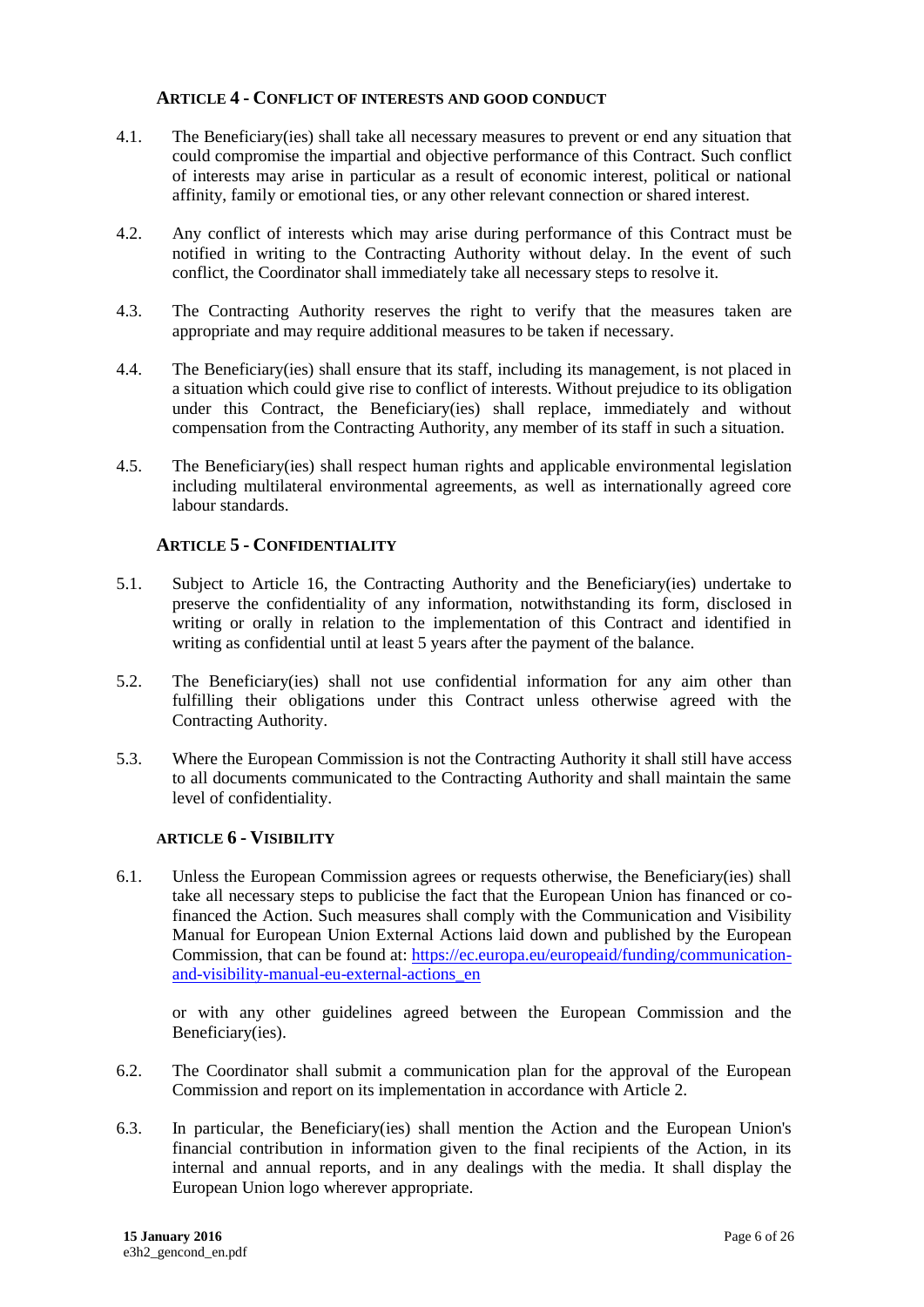## ARTICLE 4 - CONFLICT OF INTERESTS AND GOOD CONDUCT

4.1. The Beneficiary(ies) shall take all necessary measures to prevent or end any situation that could compromise the impartial and objective performance of this Contract. Such conflict of interests may arise in particular as a result of economic interest, political or national affinity, family or emotional ties, or any other relevant connection or shared interest.

4.2. Any conflict of interests which may arise during performance of this Contract must be notified in writing to the Contracting Authority without delay. In the event of such conflict, the Coordinator shall immediately take all necessary steps to resolve it.

4.3. The Contracting Authority reserves the right to verify that the measures taken are appropriate and may require additional measures to be taken if necessary.

4.4. The Beneficiary(ies) shall ensure that its staff, including its management, is not placed in a situation which could give rise to conflict of interests. Without prejudice to its obligation under this Contract, the Beneficiary(ies) shall replace, immediately and without compensation from the Contracting Authority, any member of its staff in such a situation.

4.5. The Beneficiary(ies) shall respect human rights and applicable environmental legislation including multilateral environmental agreements, as well as internationally agreed core labour standards.

## ARTICLE 5 - CONFIDENTIALITY

5.1. Subject to Article 16, the Contracting Authority and the Beneficiary(ies) undertake to preserve the confidentiality of any information, notwithstanding its form, disclosed in writing or orally in relation to the implementation of this Contract and identified in writing as confidential until at least 5 years after the payment of the balance.

5.2. The Beneficiary(ies) shall not use confidential information for any aim other than fulfilling their obligations under this Contract unless otherwise agreed with the Contracting Authority.

5.3. Where the European Commission is not the Contracting Authority it shall still have access to all documents communicated to the Contracting Authority and shall maintain the same level of confidentiality.

## ARTICLE 6 - VISIBILITY

6.1. Unless the European Commission agrees or requests otherwise, the Beneficiary(ies) shall take all necessary steps to publicise the fact that the European Union has financed or co-financed the Action. Such measures shall comply with the Communication and Visibility Manual for European Union External Actions laid down and published by the European Commission, that can be found at: [https://ec.europa.eu/europeaid/funding/communication-and-visibility-manual-eu-external-actions_en](https://ec.europa.eu/europeaid/funding/communication-and-visibility-manual-eu-external-actions_en)

or with any other guidelines agreed between the European Commission and the Beneficiary(ies).

6.2. The Coordinator shall submit a communication plan for the approval of the European Commission and report on its implementation in accordance with Article 2.

6.3. In particular, the Beneficiary(ies) shall mention the Action and the European Union's financial contribution in information given to the final recipients of the Action, in its internal and annual reports, and in any dealings with the media. It shall display the European Union logo wherever appropriate.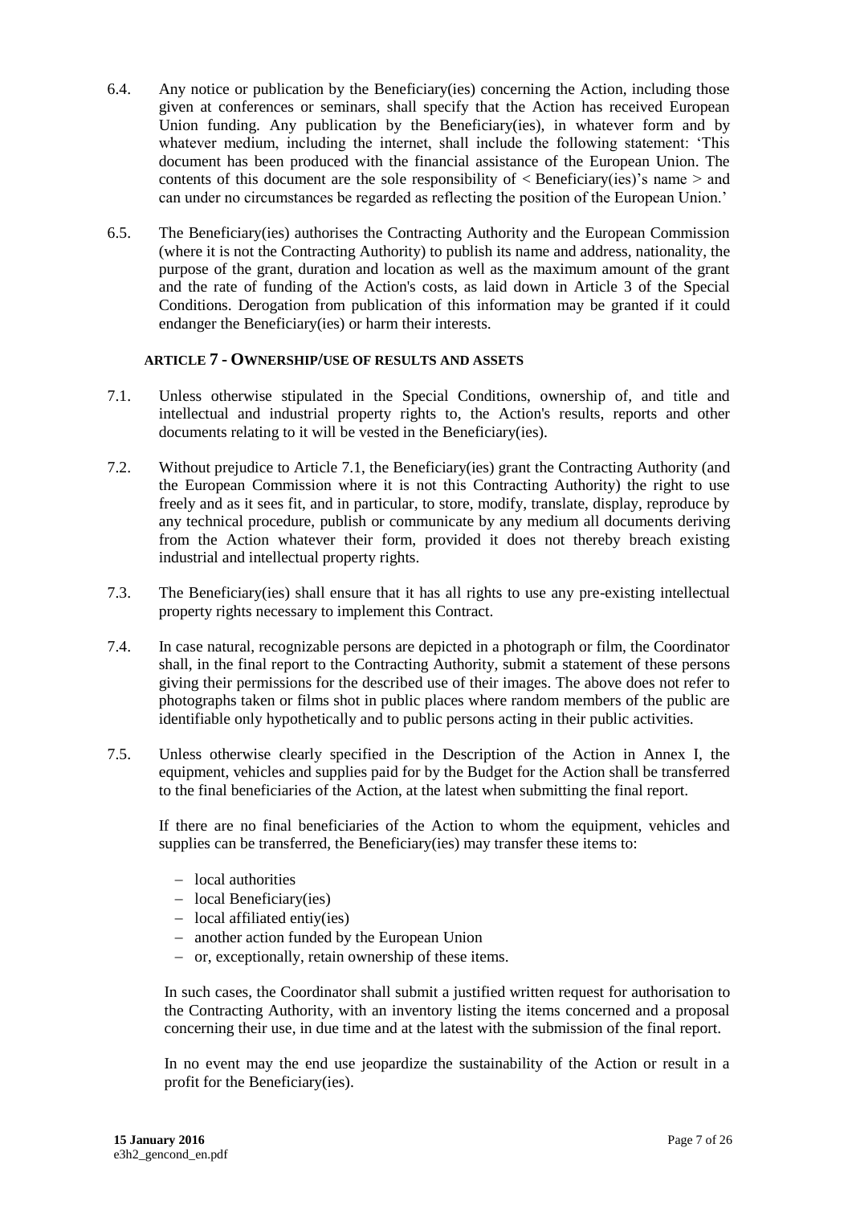6.4. Any notice or publication by the Beneficiary(ies) concerning the Action, including those given at conferences or seminars, shall specify that the Action has received European Union funding. Any publication by the Beneficiary(ies), in whatever form and by whatever medium, including the internet, shall include the following statement: 'This document has been produced with the financial assistance of the European Union. The contents of this document are the sole responsibility of < Beneficiary(ies)'s name > and can under no circumstances be regarded as reflecting the position of the European Union.'

6.5. The Beneficiary(ies) authorises the Contracting Authority and the European Commission (where it is not the Contracting Authority) to publish its name and address, nationality, the purpose of the grant, duration and location as well as the maximum amount of the grant and the rate of funding of the Action's costs, as laid down in Article 3 of the Special Conditions. Derogation from publication of this information may be granted if it could endanger the Beneficiary(ies) or harm their interests.

### ARTICLE 7 - OWNERSHIP/USE OF RESULTS AND ASSETS

7.1. Unless otherwise stipulated in the Special Conditions, ownership of, and title and intellectual and industrial property rights to, the Action's results, reports and other documents relating to it will be vested in the Beneficiary(ies).

7.2. Without prejudice to Article 7.1, the Beneficiary(ies) grant the Contracting Authority (and the European Commission where it is not this Contracting Authority) the right to use freely and as it sees fit, and in particular, to store, modify, translate, display, reproduce by any technical procedure, publish or communicate by any medium all documents deriving from the Action whatever their form, provided it does not thereby breach existing industrial and intellectual property rights.

7.3. The Beneficiary(ies) shall ensure that it has all rights to use any pre-existing intellectual property rights necessary to implement this Contract.

7.4. In case natural, recognizable persons are depicted in a photograph or film, the Coordinator shall, in the final report to the Contracting Authority, submit a statement of these persons giving their permissions for the described use of their images. The above does not refer to photographs taken or films shot in public places where random members of the public are identifiable only hypothetically and to public persons acting in their public activities.

7.5. Unless otherwise clearly specified in the Description of the Action in Annex I, the equipment, vehicles and supplies paid for by the Budget for the Action shall be transferred to the final beneficiaries of the Action, at the latest when submitting the final report.

If there are no final beneficiaries of the Action to whom the equipment, vehicles and supplies can be transferred, the Beneficiary(ies) may transfer these items to:

- local authorities
- local Beneficiary(ies)
- local affiliated entiy(ies)
- another action funded by the European Union
- or, exceptionally, retain ownership of these items.

In such cases, the Coordinator shall submit a justified written request for authorisation to the Contracting Authority, with an inventory listing the items concerned and a proposal concerning their use, in due time and at the latest with the submission of the final report.

In no event may the end use jeopardize the sustainability of the Action or result in a profit for the Beneficiary(ies).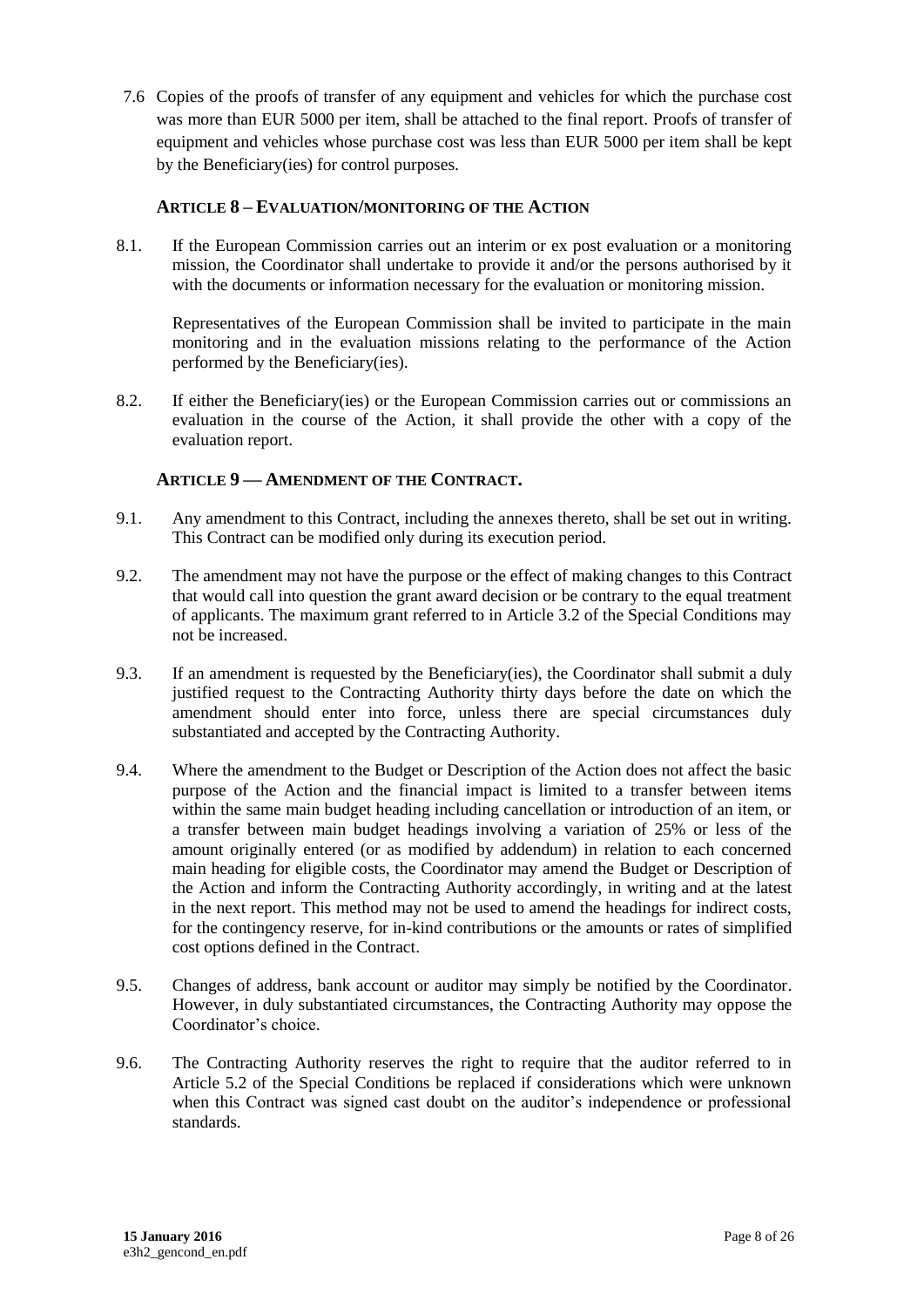7.6 Copies of the proofs of transfer of any equipment and vehicles for which the purchase cost was more than EUR 5000 per item, shall be attached to the final report. Proofs of transfer of equipment and vehicles whose purchase cost was less than EUR 5000 per item shall be kept by the Beneficiary(ies) for control purposes.

### ARTICLE 8 – EVALUATION/MONITORING OF THE ACTION

8.1. If the European Commission carries out an interim or ex post evaluation or a monitoring mission, the Coordinator shall undertake to provide it and/or the persons authorised by it with the documents or information necessary for the evaluation or monitoring mission.

Representatives of the European Commission shall be invited to participate in the main monitoring and in the evaluation missions relating to the performance of the Action performed by the Beneficiary(ies).

8.2. If either the Beneficiary(ies) or the European Commission carries out or commissions an evaluation in the course of the Action, it shall provide the other with a copy of the evaluation report.

### ARTICLE 9 — AMENDMENT OF THE CONTRACT.

9.1. Any amendment to this Contract, including the annexes thereto, shall be set out in writing. This Contract can be modified only during its execution period.

9.2. The amendment may not have the purpose or the effect of making changes to this Contract that would call into question the grant award decision or be contrary to the equal treatment of applicants. The maximum grant referred to in Article 3.2 of the Special Conditions may not be increased.

9.3. If an amendment is requested by the Beneficiary(ies), the Coordinator shall submit a duly justified request to the Contracting Authority thirty days before the date on which the amendment should enter into force, unless there are special circumstances duly substantiated and accepted by the Contracting Authority.

9.4. Where the amendment to the Budget or Description of the Action does not affect the basic purpose of the Action and the financial impact is limited to a transfer between items within the same main budget heading including cancellation or introduction of an item, or a transfer between main budget headings involving a variation of 25% or less of the amount originally entered (or as modified by addendum) in relation to each concerned main heading for eligible costs, the Coordinator may amend the Budget or Description of the Action and inform the Contracting Authority accordingly, in writing and at the latest in the next report. This method may not be used to amend the headings for indirect costs, for the contingency reserve, for in-kind contributions or the amounts or rates of simplified cost options defined in the Contract.

9.5. Changes of address, bank account or auditor may simply be notified by the Coordinator. However, in duly substantiated circumstances, the Contracting Authority may oppose the Coordinator's choice.

9.6. The Contracting Authority reserves the right to require that the auditor referred to in Article 5.2 of the Special Conditions be replaced if considerations which were unknown when this Contract was signed cast doubt on the auditor's independence or professional standards.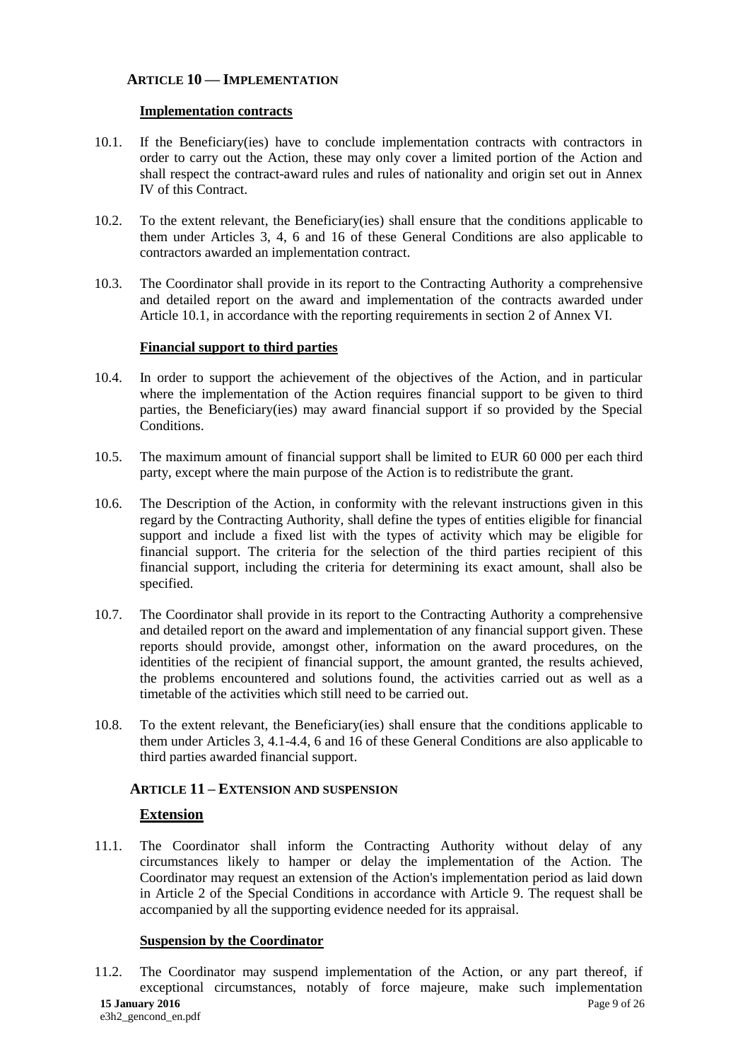## ARTICLE 10 — IMPLEMENTATION

**Implementation contracts**

10.1. If the Beneficiary(ies) have to conclude implementation contracts with contractors in order to carry out the Action, these may only cover a limited portion of the Action and shall respect the contract-award rules and rules of nationality and origin set out in Annex IV of this Contract.

10.2. To the extent relevant, the Beneficiary(ies) shall ensure that the conditions applicable to them under Articles 3, 4, 6 and 16 of these General Conditions are also applicable to contractors awarded an implementation contract.

10.3. The Coordinator shall provide in its report to the Contracting Authority a comprehensive and detailed report on the award and implementation of the contracts awarded under Article 10.1, in accordance with the reporting requirements in section 2 of Annex VI.

**Financial support to third parties**

10.4. In order to support the achievement of the objectives of the Action, and in particular where the implementation of the Action requires financial support to be given to third parties, the Beneficiary(ies) may award financial support if so provided by the Special Conditions.

10.5. The maximum amount of financial support shall be limited to EUR 60 000 per each third party, except where the main purpose of the Action is to redistribute the grant.

10.6. The Description of the Action, in conformity with the relevant instructions given in this regard by the Contracting Authority, shall define the types of entities eligible for financial support and include a fixed list with the types of activity which may be eligible for financial support. The criteria for the selection of the third parties recipient of this financial support, including the criteria for determining its exact amount, shall also be specified.

10.7. The Coordinator shall provide in its report to the Contracting Authority a comprehensive and detailed report on the award and implementation of any financial support given. These reports should provide, amongst other, information on the award procedures, on the identities of the recipient of financial support, the amount granted, the results achieved, the problems encountered and solutions found, the activities carried out as well as a timetable of the activities which still need to be carried out.

10.8. To the extent relevant, the Beneficiary(ies) shall ensure that the conditions applicable to them under Articles 3, 4.1-4.4, 6 and 16 of these General Conditions are also applicable to third parties awarded financial support.

## ARTICLE 11 – EXTENSION AND SUSPENSION

**Extension**

11.1. The Coordinator shall inform the Contracting Authority without delay of any circumstances likely to hamper or delay the implementation of the Action. The Coordinator may request an extension of the Action's implementation period as laid down in Article 2 of the Special Conditions in accordance with Article 9. The request shall be accompanied by all the supporting evidence needed for its appraisal.

**Suspension by the Coordinator**

11.2. The Coordinator may suspend implementation of the Action, or any part thereof, if exceptional circumstances, notably of force majeure, make such implementation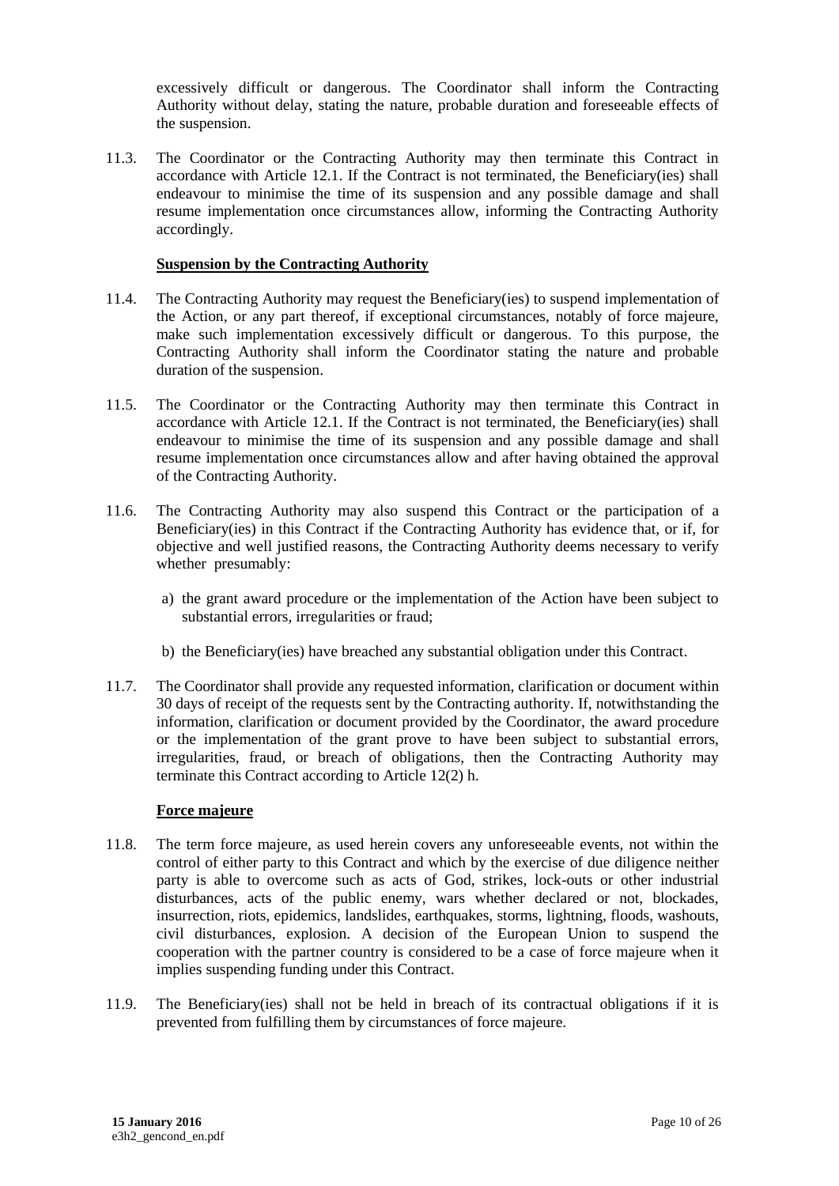excessively difficult or dangerous. The Coordinator shall inform the Contracting Authority without delay, stating the nature, probable duration and foreseeable effects of the suspension.

11.3. The Coordinator or the Contracting Authority may then terminate this Contract in accordance with Article 12.1. If the Contract is not terminated, the Beneficiary(ies) shall endeavour to minimise the time of its suspension and any possible damage and shall resume implementation once circumstances allow, informing the Contracting Authority accordingly.

**Suspension by the Contracting Authority**

11.4. The Contracting Authority may request the Beneficiary(ies) to suspend implementation of the Action, or any part thereof, if exceptional circumstances, notably of force majeure, make such implementation excessively difficult or dangerous. To this purpose, the Contracting Authority shall inform the Coordinator stating the nature and probable duration of the suspension.

11.5. The Coordinator or the Contracting Authority may then terminate this Contract in accordance with Article 12.1. If the Contract is not terminated, the Beneficiary(ies) shall endeavour to minimise the time of its suspension and any possible damage and shall resume implementation once circumstances allow and after having obtained the approval of the Contracting Authority.

11.6. The Contracting Authority may also suspend this Contract or the participation of a Beneficiary(ies) in this Contract if the Contracting Authority has evidence that, or if, for objective and well justified reasons, the Contracting Authority deems necessary to verify whether presumably:

a) the grant award procedure or the implementation of the Action have been subject to substantial errors, irregularities or fraud;

b) the Beneficiary(ies) have breached any substantial obligation under this Contract.

11.7. The Coordinator shall provide any requested information, clarification or document within 30 days of receipt of the requests sent by the Contracting authority. If, notwithstanding the information, clarification or document provided by the Coordinator, the award procedure or the implementation of the grant prove to have been subject to substantial errors, irregularities, fraud, or breach of obligations, then the Contracting Authority may terminate this Contract according to Article 12(2) h.

**Force majeure**

11.8. The term force majeure, as used herein covers any unforeseeable events, not within the control of either party to this Contract and which by the exercise of due diligence neither party is able to overcome such as acts of God, strikes, lock-outs or other industrial disturbances, acts of the public enemy, wars whether declared or not, blockades, insurrection, riots, epidemics, landslides, earthquakes, storms, lightning, floods, washouts, civil disturbances, explosion. A decision of the European Union to suspend the cooperation with the partner country is considered to be a case of force majeure when it implies suspending funding under this Contract.

11.9. The Beneficiary(ies) shall not be held in breach of its contractual obligations if it is prevented from fulfilling them by circumstances of force majeure.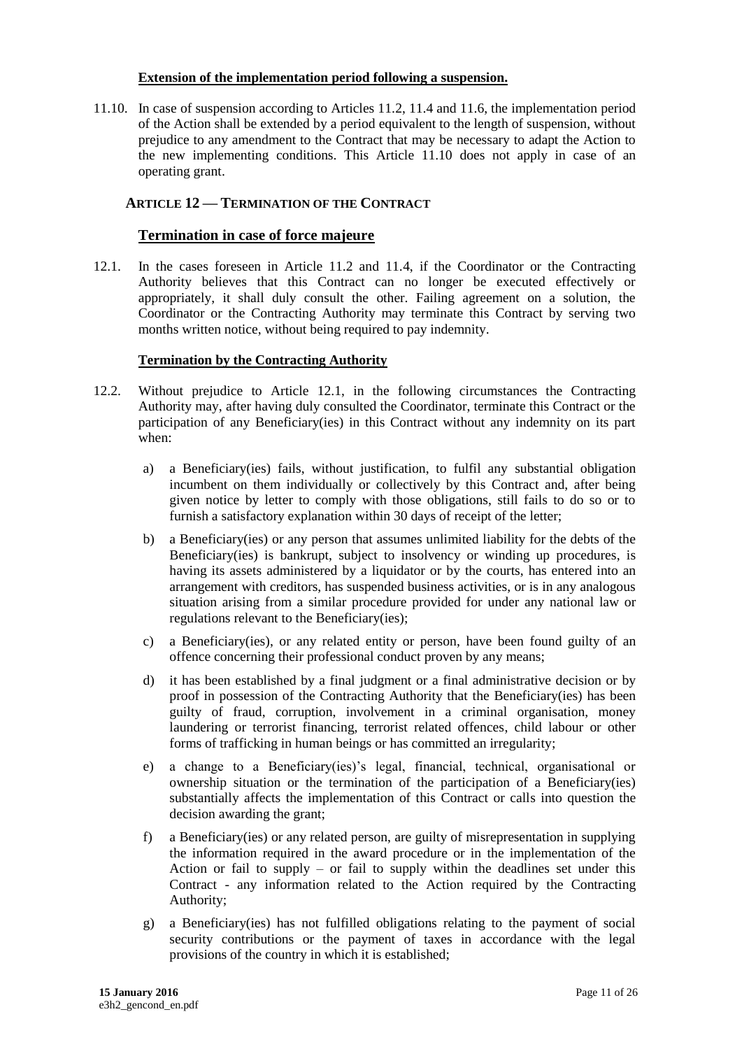**Extension of the implementation period following a suspension.**

11.10. In case of suspension according to Articles 11.2, 11.4 and 11.6, the implementation period of the Action shall be extended by a period equivalent to the length of suspension, without prejudice to any amendment to the Contract that may be necessary to adapt the Action to the new implementing conditions. This Article 11.10 does not apply in case of an operating grant.

## ARTICLE 12 — TERMINATION OF THE CONTRACT

### Termination in case of force majeure

12.1. In the cases foreseen in Article 11.2 and 11.4, if the Coordinator or the Contracting Authority believes that this Contract can no longer be executed effectively or appropriately, it shall duly consult the other. Failing agreement on a solution, the Coordinator or the Contracting Authority may terminate this Contract by serving two months written notice, without being required to pay indemnity.

**Termination by the Contracting Authority**

12.2. Without prejudice to Article 12.1, in the following circumstances the Contracting Authority may, after having duly consulted the Coordinator, terminate this Contract or the participation of any Beneficiary(ies) in this Contract without any indemnity on its part when:

a) a Beneficiary(ies) fails, without justification, to fulfil any substantial obligation incumbent on them individually or collectively by this Contract and, after being given notice by letter to comply with those obligations, still fails to do so or to furnish a satisfactory explanation within 30 days of receipt of the letter;

b) a Beneficiary(ies) or any person that assumes unlimited liability for the debts of the Beneficiary(ies) is bankrupt, subject to insolvency or winding up procedures, is having its assets administered by a liquidator or by the courts, has entered into an arrangement with creditors, has suspended business activities, or is in any analogous situation arising from a similar procedure provided for under any national law or regulations relevant to the Beneficiary(ies);

c) a Beneficiary(ies), or any related entity or person, have been found guilty of an offence concerning their professional conduct proven by any means;

d) it has been established by a final judgment or a final administrative decision or by proof in possession of the Contracting Authority that the Beneficiary(ies) has been guilty of fraud, corruption, involvement in a criminal organisation, money laundering or terrorist financing, terrorist related offences, child labour or other forms of trafficking in human beings or has committed an irregularity;

e) a change to a Beneficiary(ies)'s legal, financial, technical, organisational or ownership situation or the termination of the participation of a Beneficiary(ies) substantially affects the implementation of this Contract or calls into question the decision awarding the grant;

f) a Beneficiary(ies) or any related person, are guilty of misrepresentation in supplying the information required in the award procedure or in the implementation of the Action or fail to supply – or fail to supply within the deadlines set under this Contract - any information related to the Action required by the Contracting Authority;

g) a Beneficiary(ies) has not fulfilled obligations relating to the payment of social security contributions or the payment of taxes in accordance with the legal provisions of the country in which it is established;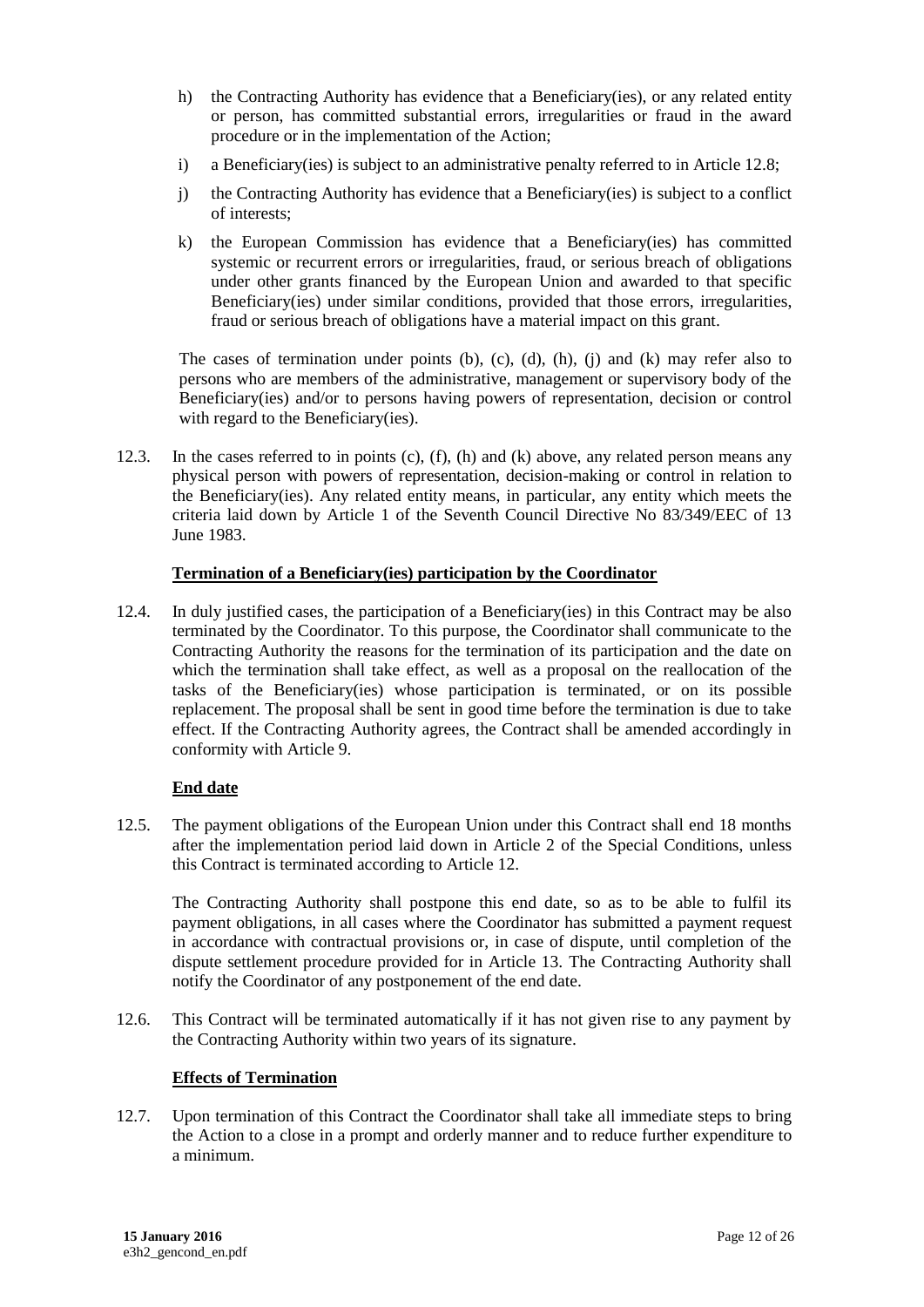h) the Contracting Authority has evidence that a Beneficiary(ies), or any related entity or person, has committed substantial errors, irregularities or fraud in the award procedure or in the implementation of the Action;

i) a Beneficiary(ies) is subject to an administrative penalty referred to in Article 12.8;

j) the Contracting Authority has evidence that a Beneficiary(ies) is subject to a conflict of interests;

k) the European Commission has evidence that a Beneficiary(ies) has committed systemic or recurrent errors or irregularities, fraud, or serious breach of obligations under other grants financed by the European Union and awarded to that specific Beneficiary(ies) under similar conditions, provided that those errors, irregularities, fraud or serious breach of obligations have a material impact on this grant.

The cases of termination under points (b), (c), (d), (h), (j) and (k) may refer also to persons who are members of the administrative, management or supervisory body of the Beneficiary(ies) and/or to persons having powers of representation, decision or control with regard to the Beneficiary(ies).

12.3. In the cases referred to in points (c), (f), (h) and (k) above, any related person means any physical person with powers of representation, decision-making or control in relation to the Beneficiary(ies). Any related entity means, in particular, any entity which meets the criteria laid down by Article 1 of the Seventh Council Directive No 83/349/EEC of 13 June 1983.

**Termination of a Beneficiary(ies) participation by the Coordinator**

12.4. In duly justified cases, the participation of a Beneficiary(ies) in this Contract may be also terminated by the Coordinator. To this purpose, the Coordinator shall communicate to the Contracting Authority the reasons for the termination of its participation and the date on which the termination shall take effect, as well as a proposal on the reallocation of the tasks of the Beneficiary(ies) whose participation is terminated, or on its possible replacement. The proposal shall be sent in good time before the termination is due to take effect. If the Contracting Authority agrees, the Contract shall be amended accordingly in conformity with Article 9.

**End date**

12.5. The payment obligations of the European Union under this Contract shall end 18 months after the implementation period laid down in Article 2 of the Special Conditions, unless this Contract is terminated according to Article 12.

The Contracting Authority shall postpone this end date, so as to be able to fulfil its payment obligations, in all cases where the Coordinator has submitted a payment request in accordance with contractual provisions or, in case of dispute, until completion of the dispute settlement procedure provided for in Article 13. The Contracting Authority shall notify the Coordinator of any postponement of the end date.

12.6. This Contract will be terminated automatically if it has not given rise to any payment by the Contracting Authority within two years of its signature.

**Effects of Termination**

12.7. Upon termination of this Contract the Coordinator shall take all immediate steps to bring the Action to a close in a prompt and orderly manner and to reduce further expenditure to a minimum.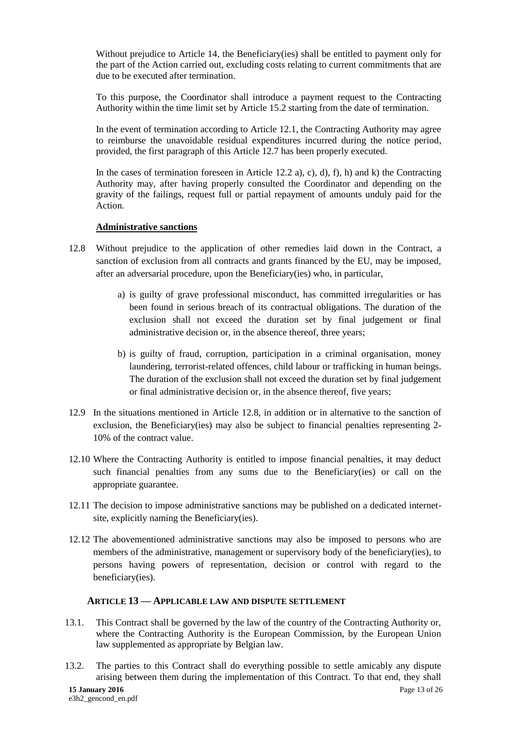Without prejudice to Article 14, the Beneficiary(ies) shall be entitled to payment only for the part of the Action carried out, excluding costs relating to current commitments that are due to be executed after termination.

To this purpose, the Coordinator shall introduce a payment request to the Contracting Authority within the time limit set by Article 15.2 starting from the date of termination.

In the event of termination according to Article 12.1, the Contracting Authority may agree to reimburse the unavoidable residual expenditures incurred during the notice period, provided, the first paragraph of this Article 12.7 has been properly executed.

In the cases of termination foreseen in Article 12.2 a), c), d), f), h) and k) the Contracting Authority may, after having properly consulted the Coordinator and depending on the gravity of the failings, request full or partial repayment of amounts unduly paid for the Action.

**Administrative sanctions**

12.8 Without prejudice to the application of other remedies laid down in the Contract, a sanction of exclusion from all contracts and grants financed by the EU, may be imposed, after an adversarial procedure, upon the Beneficiary(ies) who, in particular,

a) is guilty of grave professional misconduct, has committed irregularities or has been found in serious breach of its contractual obligations. The duration of the exclusion shall not exceed the duration set by final judgement or final administrative decision or, in the absence thereof, three years;

b) is guilty of fraud, corruption, participation in a criminal organisation, money laundering, terrorist-related offences, child labour or trafficking in human beings. The duration of the exclusion shall not exceed the duration set by final judgement or final administrative decision or, in the absence thereof, five years;

12.9 In the situations mentioned in Article 12.8, in addition or in alternative to the sanction of exclusion, the Beneficiary(ies) may also be subject to financial penalties representing 2-10% of the contract value.

12.10 Where the Contracting Authority is entitled to impose financial penalties, it may deduct such financial penalties from any sums due to the Beneficiary(ies) or call on the appropriate guarantee.

12.11 The decision to impose administrative sanctions may be published on a dedicated internet-site, explicitly naming the Beneficiary(ies).

12.12 The abovementioned administrative sanctions may also be imposed to persons who are members of the administrative, management or supervisory body of the beneficiary(ies), to persons having powers of representation, decision or control with regard to the beneficiary(ies).

## ARTICLE 13 — APPLICABLE LAW AND DISPUTE SETTLEMENT

13.1. This Contract shall be governed by the law of the country of the Contracting Authority or, where the Contracting Authority is the European Commission, by the European Union law supplemented as appropriate by Belgian law.

13.2. The parties to this Contract shall do everything possible to settle amicably any dispute arising between them during the implementation of this Contract. To that end, they shall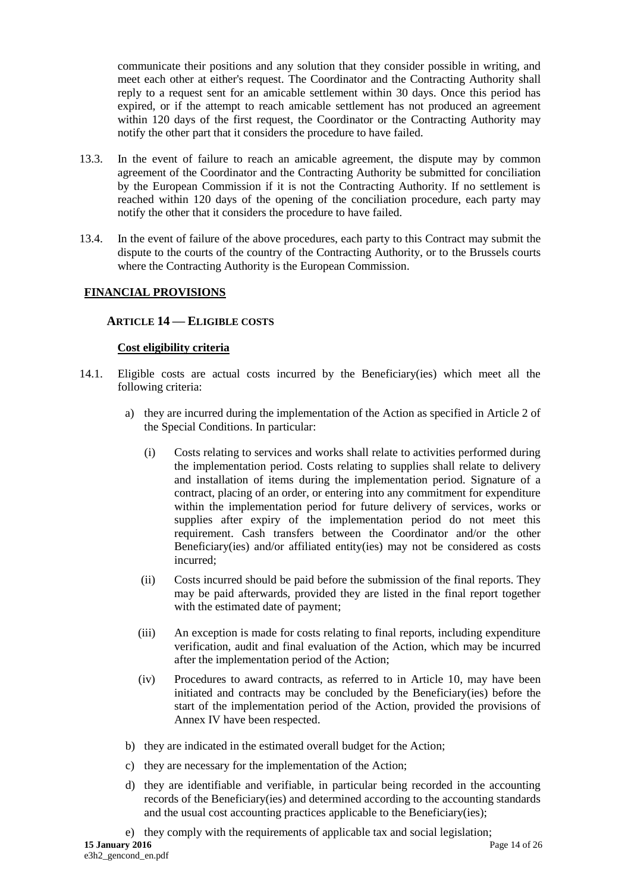communicate their positions and any solution that they consider possible in writing, and meet each other at either's request. The Coordinator and the Contracting Authority shall reply to a request sent for an amicable settlement within 30 days. Once this period has expired, or if the attempt to reach amicable settlement has not produced an agreement within 120 days of the first request, the Coordinator or the Contracting Authority may notify the other part that it considers the procedure to have failed.

13.3. In the event of failure to reach an amicable agreement, the dispute may by common agreement of the Coordinator and the Contracting Authority be submitted for conciliation by the European Commission if it is not the Contracting Authority. If no settlement is reached within 120 days of the opening of the conciliation procedure, each party may notify the other that it considers the procedure to have failed.

13.4. In the event of failure of the above procedures, each party to this Contract may submit the dispute to the courts of the country of the Contracting Authority, or to the Brussels courts where the Contracting Authority is the European Commission.

## FINANCIAL PROVISIONS

### ARTICLE 14 — ELIGIBLE COSTS

**Cost eligibility criteria**

14.1. Eligible costs are actual costs incurred by the Beneficiary(ies) which meet all the following criteria:

a) they are incurred during the implementation of the Action as specified in Article 2 of the Special Conditions. In particular:

   (i) Costs relating to services and works shall relate to activities performed during the implementation period. Costs relating to supplies shall relate to delivery and installation of items during the implementation period. Signature of a contract, placing of an order, or entering into any commitment for expenditure within the implementation period for future delivery of services, works or supplies after expiry of the implementation period do not meet this requirement. Cash transfers between the Coordinator and/or the other Beneficiary(ies) and/or affiliated entity(ies) may not be considered as costs incurred;

   (ii) Costs incurred should be paid before the submission of the final reports. They may be paid afterwards, provided they are listed in the final report together with the estimated date of payment;

   (iii) An exception is made for costs relating to final reports, including expenditure verification, audit and final evaluation of the Action, which may be incurred after the implementation period of the Action;

   (iv) Procedures to award contracts, as referred to in Article 10, may have been initiated and contracts may be concluded by the Beneficiary(ies) before the start of the implementation period of the Action, provided the provisions of Annex IV have been respected.

b) they are indicated in the estimated overall budget for the Action;

c) they are necessary for the implementation of the Action;

d) they are identifiable and verifiable, in particular being recorded in the accounting records of the Beneficiary(ies) and determined according to the accounting standards and the usual cost accounting practices applicable to the Beneficiary(ies);

e) they comply with the requirements of applicable tax and social legislation;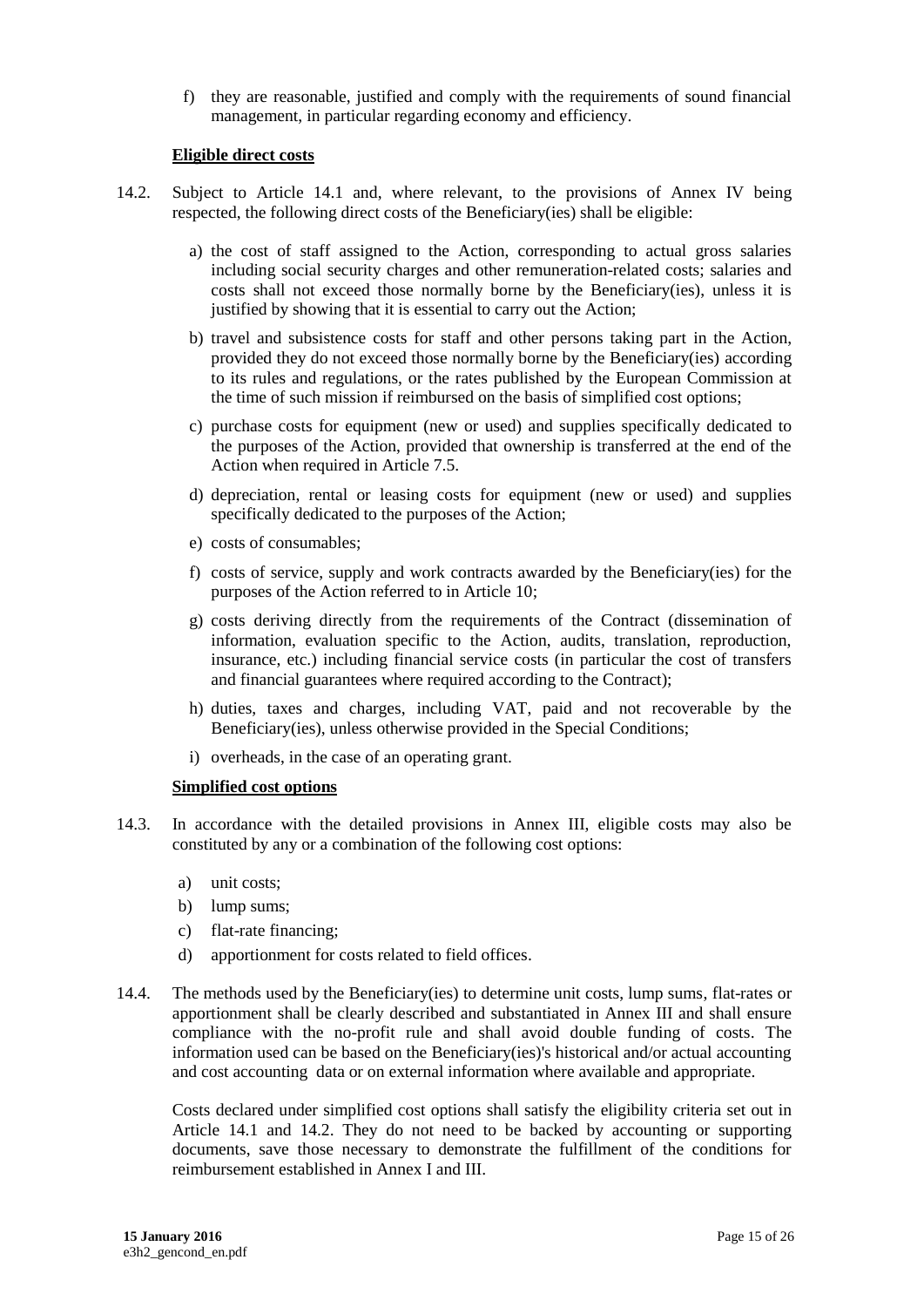f) they are reasonable, justified and comply with the requirements of sound financial management, in particular regarding economy and efficiency.

**Eligible direct costs**

14.2. Subject to Article 14.1 and, where relevant, to the provisions of Annex IV being respected, the following direct costs of the Beneficiary(ies) shall be eligible:

a) the cost of staff assigned to the Action, corresponding to actual gross salaries including social security charges and other remuneration-related costs; salaries and costs shall not exceed those normally borne by the Beneficiary(ies), unless it is justified by showing that it is essential to carry out the Action;

b) travel and subsistence costs for staff and other persons taking part in the Action, provided they do not exceed those normally borne by the Beneficiary(ies) according to its rules and regulations, or the rates published by the European Commission at the time of such mission if reimbursed on the basis of simplified cost options;

c) purchase costs for equipment (new or used) and supplies specifically dedicated to the purposes of the Action, provided that ownership is transferred at the end of the Action when required in Article 7.5.

d) depreciation, rental or leasing costs for equipment (new or used) and supplies specifically dedicated to the purposes of the Action;

e) costs of consumables;

f) costs of service, supply and work contracts awarded by the Beneficiary(ies) for the purposes of the Action referred to in Article 10;

g) costs deriving directly from the requirements of the Contract (dissemination of information, evaluation specific to the Action, audits, translation, reproduction, insurance, etc.) including financial service costs (in particular the cost of transfers and financial guarantees where required according to the Contract);

h) duties, taxes and charges, including VAT, paid and not recoverable by the Beneficiary(ies), unless otherwise provided in the Special Conditions;

i) overheads, in the case of an operating grant.

**Simplified cost options**

14.3. In accordance with the detailed provisions in Annex III, eligible costs may also be constituted by any or a combination of the following cost options:

a) unit costs;

b) lump sums;

c) flat-rate financing;

d) apportionment for costs related to field offices.

14.4. The methods used by the Beneficiary(ies) to determine unit costs, lump sums, flat-rates or apportionment shall be clearly described and substantiated in Annex III and shall ensure compliance with the no-profit rule and shall avoid double funding of costs. The information used can be based on the Beneficiary(ies)'s historical and/or actual accounting and cost accounting data or on external information where available and appropriate.

Costs declared under simplified cost options shall satisfy the eligibility criteria set out in Article 14.1 and 14.2. They do not need to be backed by accounting or supporting documents, save those necessary to demonstrate the fulfillment of the conditions for reimbursement established in Annex I and III.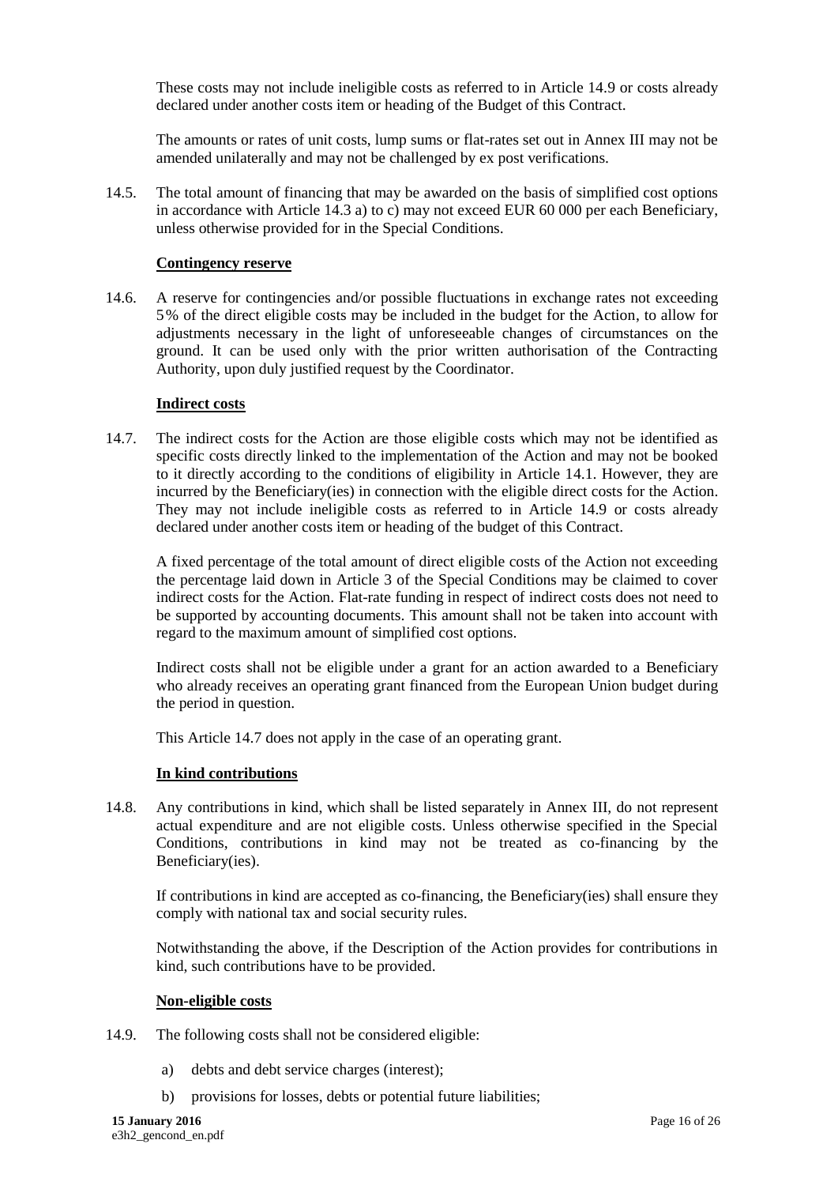These costs may not include ineligible costs as referred to in Article 14.9 or costs already declared under another costs item or heading of the Budget of this Contract.

The amounts or rates of unit costs, lump sums or flat-rates set out in Annex III may not be amended unilaterally and may not be challenged by ex post verifications.

14.5. The total amount of financing that may be awarded on the basis of simplified cost options in accordance with Article 14.3 a) to c) may not exceed EUR 60 000 per each Beneficiary, unless otherwise provided for in the Special Conditions.

**Contingency reserve**

14.6. A reserve for contingencies and/or possible fluctuations in exchange rates not exceeding 5% of the direct eligible costs may be included in the budget for the Action, to allow for adjustments necessary in the light of unforeseeable changes of circumstances on the ground. It can be used only with the prior written authorisation of the Contracting Authority, upon duly justified request by the Coordinator.

**Indirect costs**

14.7. The indirect costs for the Action are those eligible costs which may not be identified as specific costs directly linked to the implementation of the Action and may not be booked to it directly according to the conditions of eligibility in Article 14.1. However, they are incurred by the Beneficiary(ies) in connection with the eligible direct costs for the Action. They may not include ineligible costs as referred to in Article 14.9 or costs already declared under another costs item or heading of the budget of this Contract.

A fixed percentage of the total amount of direct eligible costs of the Action not exceeding the percentage laid down in Article 3 of the Special Conditions may be claimed to cover indirect costs for the Action. Flat-rate funding in respect of indirect costs does not need to be supported by accounting documents. This amount shall not be taken into account with regard to the maximum amount of simplified cost options.

Indirect costs shall not be eligible under a grant for an action awarded to a Beneficiary who already receives an operating grant financed from the European Union budget during the period in question.

This Article 14.7 does not apply in the case of an operating grant.

**In kind contributions**

14.8. Any contributions in kind, which shall be listed separately in Annex III, do not represent actual expenditure and are not eligible costs. Unless otherwise specified in the Special Conditions, contributions in kind may not be treated as co-financing by the Beneficiary(ies).

If contributions in kind are accepted as co-financing, the Beneficiary(ies) shall ensure they comply with national tax and social security rules.

Notwithstanding the above, if the Description of the Action provides for contributions in kind, such contributions have to be provided.

**Non-eligible costs**

14.9. The following costs shall not be considered eligible:

a) debts and debt service charges (interest);

b) provisions for losses, debts or potential future liabilities;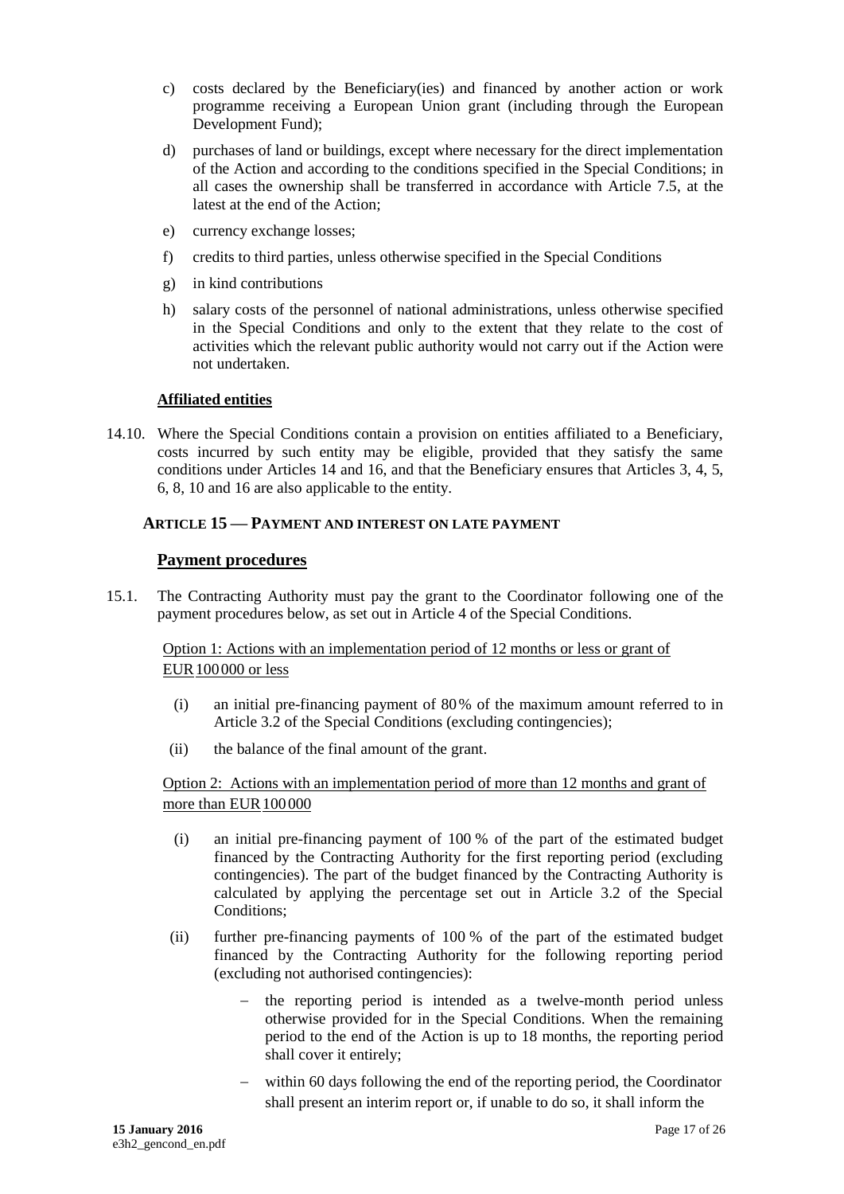c) costs declared by the Beneficiary(ies) and financed by another action or work programme receiving a European Union grant (including through the European Development Fund);

d) purchases of land or buildings, except where necessary for the direct implementation of the Action and according to the conditions specified in the Special Conditions; in all cases the ownership shall be transferred in accordance with Article 7.5, at the latest at the end of the Action;

e) currency exchange losses;

f) credits to third parties, unless otherwise specified in the Special Conditions

g) in kind contributions

h) salary costs of the personnel of national administrations, unless otherwise specified in the Special Conditions and only to the extent that they relate to the cost of activities which the relevant public authority would not carry out if the Action were not undertaken.

**Affiliated entities**

14.10. Where the Special Conditions contain a provision on entities affiliated to a Beneficiary, costs incurred by such entity may be eligible, provided that they satisfy the same conditions under Articles 14 and 16, and that the Beneficiary ensures that Articles 3, 4, 5, 6, 8, 10 and 16 are also applicable to the entity.

## ARTICLE 15 — PAYMENT AND INTEREST ON LATE PAYMENT

### Payment procedures

15.1. The Contracting Authority must pay the grant to the Coordinator following one of the payment procedures below, as set out in Article 4 of the Special Conditions.

Option 1: Actions with an implementation period of 12 months or less or grant of EUR 100 000 or less

(i) an initial pre-financing payment of 80 % of the maximum amount referred to in Article 3.2 of the Special Conditions (excluding contingencies);

(ii) the balance of the final amount of the grant.

Option 2: Actions with an implementation period of more than 12 months and grant of more than EUR 100 000

(i) an initial pre-financing payment of 100 % of the part of the estimated budget financed by the Contracting Authority for the first reporting period (excluding contingencies). The part of the budget financed by the Contracting Authority is calculated by applying the percentage set out in Article 3.2 of the Special Conditions;

(ii) further pre-financing payments of 100 % of the part of the estimated budget financed by the Contracting Authority for the following reporting period (excluding not authorised contingencies):

- the reporting period is intended as a twelve-month period unless otherwise provided for in the Special Conditions. When the remaining period to the end of the Action is up to 18 months, the reporting period shall cover it entirely;
- within 60 days following the end of the reporting period, the Coordinator shall present an interim report or, if unable to do so, it shall inform the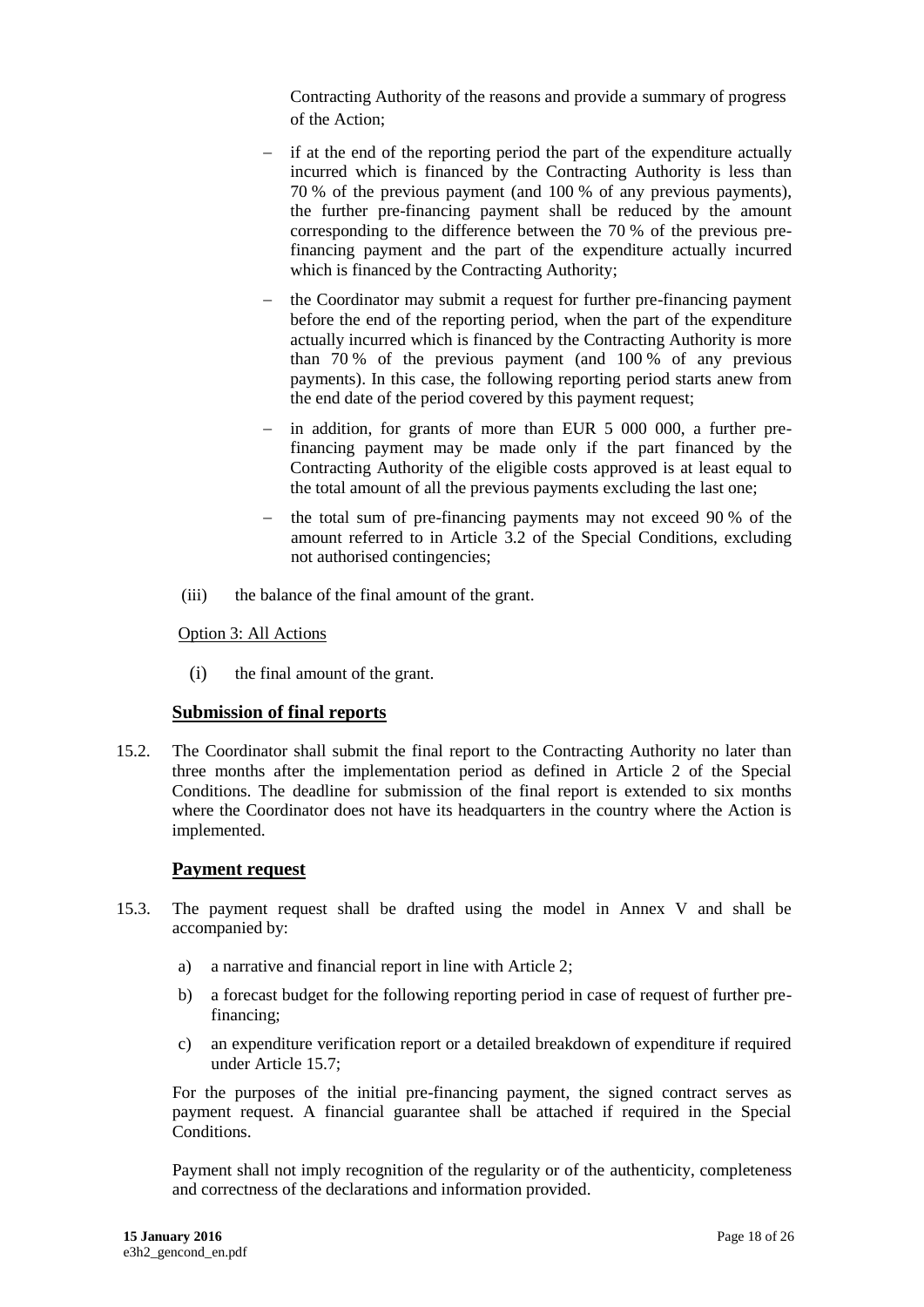Contracting Authority of the reasons and provide a summary of progress of the Action;

- if at the end of the reporting period the part of the expenditure actually incurred which is financed by the Contracting Authority is less than 70 % of the previous payment (and 100 % of any previous payments), the further pre-financing payment shall be reduced by the amount corresponding to the difference between the 70 % of the previous pre-financing payment and the part of the expenditure actually incurred which is financed by the Contracting Authority;
- the Coordinator may submit a request for further pre-financing payment before the end of the reporting period, when the part of the expenditure actually incurred which is financed by the Contracting Authority is more than 70 % of the previous payment (and 100 % of any previous payments). In this case, the following reporting period starts anew from the end date of the period covered by this payment request;
- in addition, for grants of more than EUR 5 000 000, a further pre-financing payment may be made only if the part financed by the Contracting Authority of the eligible costs approved is at least equal to the total amount of all the previous payments excluding the last one;
- the total sum of pre-financing payments may not exceed 90 % of the amount referred to in Article 3.2 of the Special Conditions, excluding not authorised contingencies;

(iii) the balance of the final amount of the grant.

Option 3: All Actions

(i) the final amount of the grant.

### Submission of final reports

15.2. The Coordinator shall submit the final report to the Contracting Authority no later than three months after the implementation period as defined in Article 2 of the Special Conditions. The deadline for submission of the final report is extended to six months where the Coordinator does not have its headquarters in the country where the Action is implemented.

### Payment request

15.3. The payment request shall be drafted using the model in Annex V and shall be accompanied by:

a) a narrative and financial report in line with Article 2;

b) a forecast budget for the following reporting period in case of request of further pre-financing;

c) an expenditure verification report or a detailed breakdown of expenditure if required under Article 15.7;

For the purposes of the initial pre-financing payment, the signed contract serves as payment request. A financial guarantee shall be attached if required in the Special Conditions.

Payment shall not imply recognition of the regularity or of the authenticity, completeness and correctness of the declarations and information provided.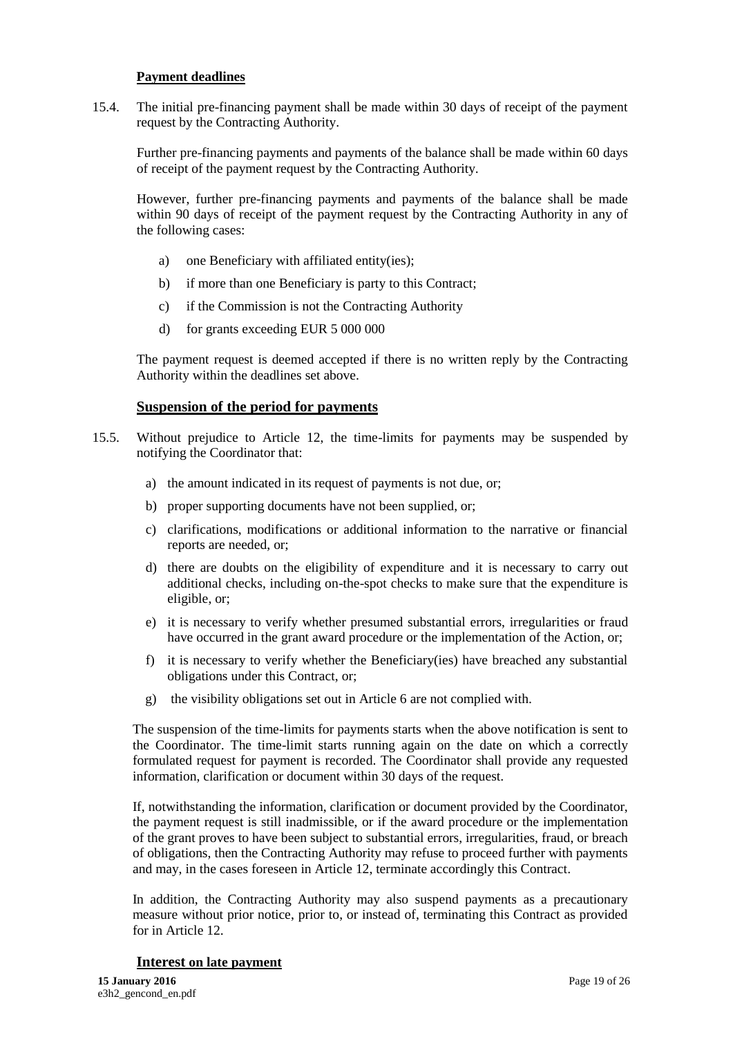**Payment deadlines**

15.4. The initial pre-financing payment shall be made within 30 days of receipt of the payment request by the Contracting Authority.

Further pre-financing payments and payments of the balance shall be made within 60 days of receipt of the payment request by the Contracting Authority.

However, further pre-financing payments and payments of the balance shall be made within 90 days of receipt of the payment request by the Contracting Authority in any of the following cases:

a) one Beneficiary with affiliated entity(ies);

b) if more than one Beneficiary is party to this Contract;

c) if the Commission is not the Contracting Authority

d) for grants exceeding EUR 5 000 000

The payment request is deemed accepted if there is no written reply by the Contracting Authority within the deadlines set above.

**Suspension of the period for payments**

15.5. Without prejudice to Article 12, the time-limits for payments may be suspended by notifying the Coordinator that:

a) the amount indicated in its request of payments is not due, or;

b) proper supporting documents have not been supplied, or;

c) clarifications, modifications or additional information to the narrative or financial reports are needed, or;

d) there are doubts on the eligibility of expenditure and it is necessary to carry out additional checks, including on-the-spot checks to make sure that the expenditure is eligible, or;

e) it is necessary to verify whether presumed substantial errors, irregularities or fraud have occurred in the grant award procedure or the implementation of the Action, or;

f) it is necessary to verify whether the Beneficiary(ies) have breached any substantial obligations under this Contract, or;

g) the visibility obligations set out in Article 6 are not complied with.

The suspension of the time-limits for payments starts when the above notification is sent to the Coordinator. The time-limit starts running again on the date on which a correctly formulated request for payment is recorded. The Coordinator shall provide any requested information, clarification or document within 30 days of the request.

If, notwithstanding the information, clarification or document provided by the Coordinator, the payment request is still inadmissible, or if the award procedure or the implementation of the grant proves to have been subject to substantial errors, irregularities, fraud, or breach of obligations, then the Contracting Authority may refuse to proceed further with payments and may, in the cases foreseen in Article 12, terminate accordingly this Contract.

In addition, the Contracting Authority may also suspend payments as a precautionary measure without prior notice, prior to, or instead of, terminating this Contract as provided for in Article 12.

**Interest on late payment**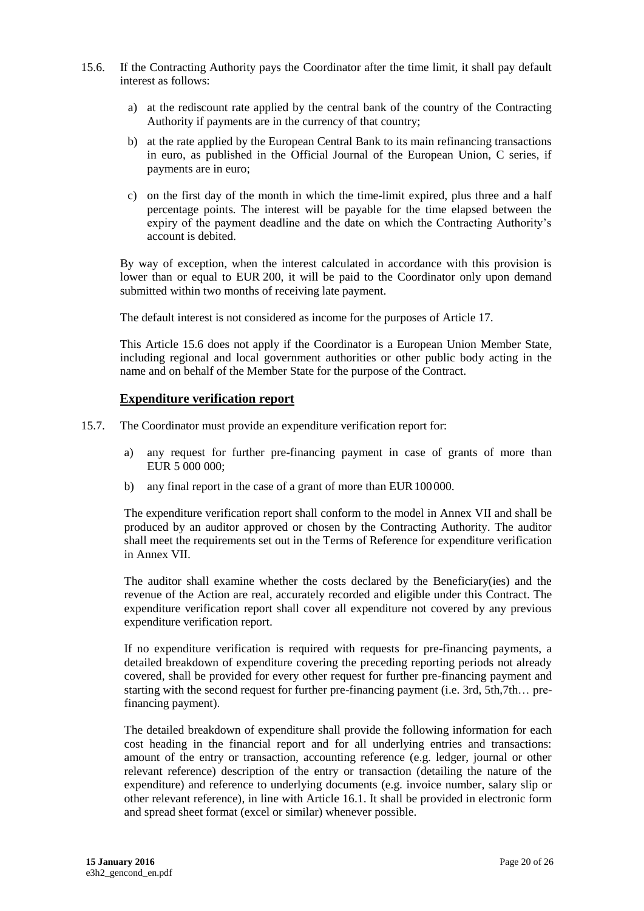15.6. If the Contracting Authority pays the Coordinator after the time limit, it shall pay default interest as follows:

a) at the rediscount rate applied by the central bank of the country of the Contracting Authority if payments are in the currency of that country;

b) at the rate applied by the European Central Bank to its main refinancing transactions in euro, as published in the Official Journal of the European Union, C series, if payments are in euro;

c) on the first day of the month in which the time-limit expired, plus three and a half percentage points. The interest will be payable for the time elapsed between the expiry of the payment deadline and the date on which the Contracting Authority's account is debited.

By way of exception, when the interest calculated in accordance with this provision is lower than or equal to EUR 200, it will be paid to the Coordinator only upon demand submitted within two months of receiving late payment.

The default interest is not considered as income for the purposes of Article 17.

This Article 15.6 does not apply if the Coordinator is a European Union Member State, including regional and local government authorities or other public body acting in the name and on behalf of the Member State for the purpose of the Contract.

## Expenditure verification report

15.7. The Coordinator must provide an expenditure verification report for:

a) any request for further pre-financing payment in case of grants of more than EUR 5 000 000;

b) any final report in the case of a grant of more than EUR 100 000.

The expenditure verification report shall conform to the model in Annex VII and shall be produced by an auditor approved or chosen by the Contracting Authority. The auditor shall meet the requirements set out in the Terms of Reference for expenditure verification in Annex VII.

The auditor shall examine whether the costs declared by the Beneficiary(ies) and the revenue of the Action are real, accurately recorded and eligible under this Contract. The expenditure verification report shall cover all expenditure not covered by any previous expenditure verification report.

If no expenditure verification is required with requests for pre-financing payments, a detailed breakdown of expenditure covering the preceding reporting periods not already covered, shall be provided for every other request for further pre-financing payment and starting with the second request for further pre-financing payment (i.e. 3rd, 5th,7th… pre-financing payment).

The detailed breakdown of expenditure shall provide the following information for each cost heading in the financial report and for all underlying entries and transactions: amount of the entry or transaction, accounting reference (e.g. ledger, journal or other relevant reference) description of the entry or transaction (detailing the nature of the expenditure) and reference to underlying documents (e.g. invoice number, salary slip or other relevant reference), in line with Article 16.1. It shall be provided in electronic form and spread sheet format (excel or similar) whenever possible.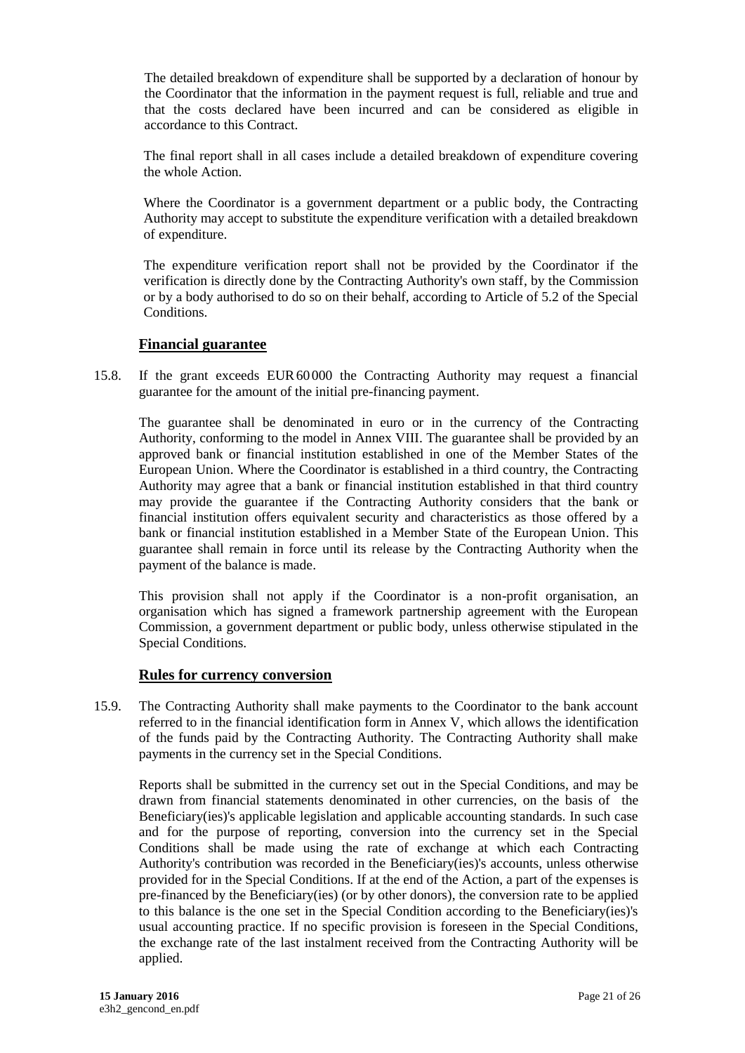The detailed breakdown of expenditure shall be supported by a declaration of honour by the Coordinator that the information in the payment request is full, reliable and true and that the costs declared have been incurred and can be considered as eligible in accordance to this Contract.

The final report shall in all cases include a detailed breakdown of expenditure covering the whole Action.

Where the Coordinator is a government department or a public body, the Contracting Authority may accept to substitute the expenditure verification with a detailed breakdown of expenditure.

The expenditure verification report shall not be provided by the Coordinator if the verification is directly done by the Contracting Authority's own staff, by the Commission or by a body authorised to do so on their behalf, according to Article of 5.2 of the Special Conditions.

**Financial guarantee**

15.8. If the grant exceeds EUR 60 000 the Contracting Authority may request a financial guarantee for the amount of the initial pre-financing payment.

The guarantee shall be denominated in euro or in the currency of the Contracting Authority, conforming to the model in Annex VIII. The guarantee shall be provided by an approved bank or financial institution established in one of the Member States of the European Union. Where the Coordinator is established in a third country, the Contracting Authority may agree that a bank or financial institution established in that third country may provide the guarantee if the Contracting Authority considers that the bank or financial institution offers equivalent security and characteristics as those offered by a bank or financial institution established in a Member State of the European Union. This guarantee shall remain in force until its release by the Contracting Authority when the payment of the balance is made.

This provision shall not apply if the Coordinator is a non-profit organisation, an organisation which has signed a framework partnership agreement with the European Commission, a government department or public body, unless otherwise stipulated in the Special Conditions.

**Rules for currency conversion**

15.9. The Contracting Authority shall make payments to the Coordinator to the bank account referred to in the financial identification form in Annex V, which allows the identification of the funds paid by the Contracting Authority. The Contracting Authority shall make payments in the currency set in the Special Conditions.

Reports shall be submitted in the currency set out in the Special Conditions, and may be drawn from financial statements denominated in other currencies, on the basis of the Beneficiary(ies)'s applicable legislation and applicable accounting standards. In such case and for the purpose of reporting, conversion into the currency set in the Special Conditions shall be made using the rate of exchange at which each Contracting Authority's contribution was recorded in the Beneficiary(ies)'s accounts, unless otherwise provided for in the Special Conditions. If at the end of the Action, a part of the expenses is pre-financed by the Beneficiary(ies) (or by other donors), the conversion rate to be applied to this balance is the one set in the Special Condition according to the Beneficiary(ies)'s usual accounting practice. If no specific provision is foreseen in the Special Conditions, the exchange rate of the last instalment received from the Contracting Authority will be applied.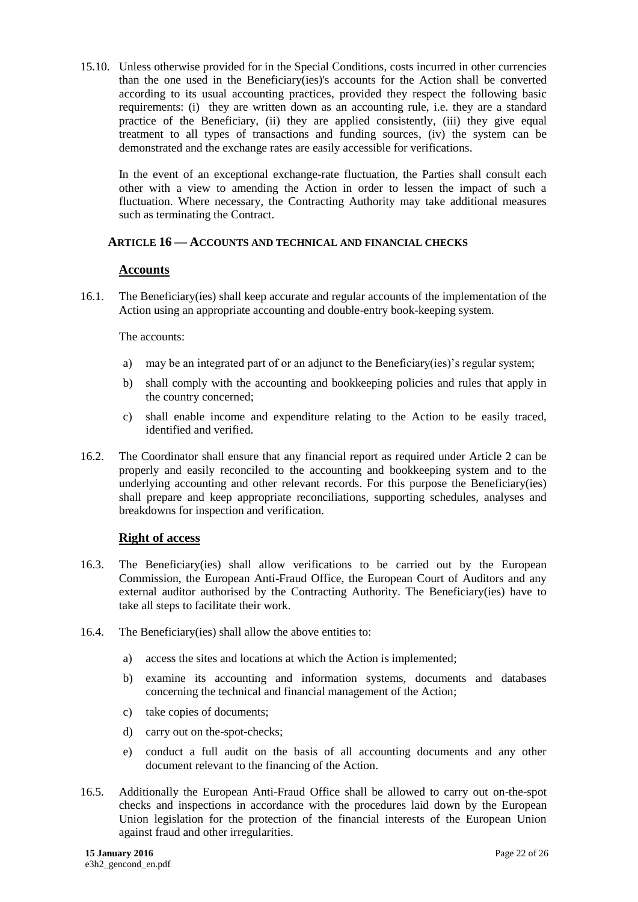15.10. Unless otherwise provided for in the Special Conditions, costs incurred in other currencies than the one used in the Beneficiary(ies)'s accounts for the Action shall be converted according to its usual accounting practices, provided they respect the following basic requirements: (i) they are written down as an accounting rule, i.e. they are a standard practice of the Beneficiary, (ii) they are applied consistently, (iii) they give equal treatment to all types of transactions and funding sources, (iv) the system can be demonstrated and the exchange rates are easily accessible for verifications.

In the event of an exceptional exchange-rate fluctuation, the Parties shall consult each other with a view to amending the Action in order to lessen the impact of such a fluctuation. Where necessary, the Contracting Authority may take additional measures such as terminating the Contract.

## ARTICLE 16 — ACCOUNTS AND TECHNICAL AND FINANCIAL CHECKS

### Accounts

16.1. The Beneficiary(ies) shall keep accurate and regular accounts of the implementation of the Action using an appropriate accounting and double-entry book-keeping system.

The accounts:

a) may be an integrated part of or an adjunct to the Beneficiary(ies)'s regular system;

b) shall comply with the accounting and bookkeeping policies and rules that apply in the country concerned;

c) shall enable income and expenditure relating to the Action to be easily traced, identified and verified.

16.2. The Coordinator shall ensure that any financial report as required under Article 2 can be properly and easily reconciled to the accounting and bookkeeping system and to the underlying accounting and other relevant records. For this purpose the Beneficiary(ies) shall prepare and keep appropriate reconciliations, supporting schedules, analyses and breakdowns for inspection and verification.

### Right of access

16.3. The Beneficiary(ies) shall allow verifications to be carried out by the European Commission, the European Anti-Fraud Office, the European Court of Auditors and any external auditor authorised by the Contracting Authority. The Beneficiary(ies) have to take all steps to facilitate their work.

16.4. The Beneficiary(ies) shall allow the above entities to:

a) access the sites and locations at which the Action is implemented;

b) examine its accounting and information systems, documents and databases concerning the technical and financial management of the Action;

c) take copies of documents;

d) carry out on the-spot-checks;

e) conduct a full audit on the basis of all accounting documents and any other document relevant to the financing of the Action.

16.5. Additionally the European Anti-Fraud Office shall be allowed to carry out on-the-spot checks and inspections in accordance with the procedures laid down by the European Union legislation for the protection of the financial interests of the European Union against fraud and other irregularities.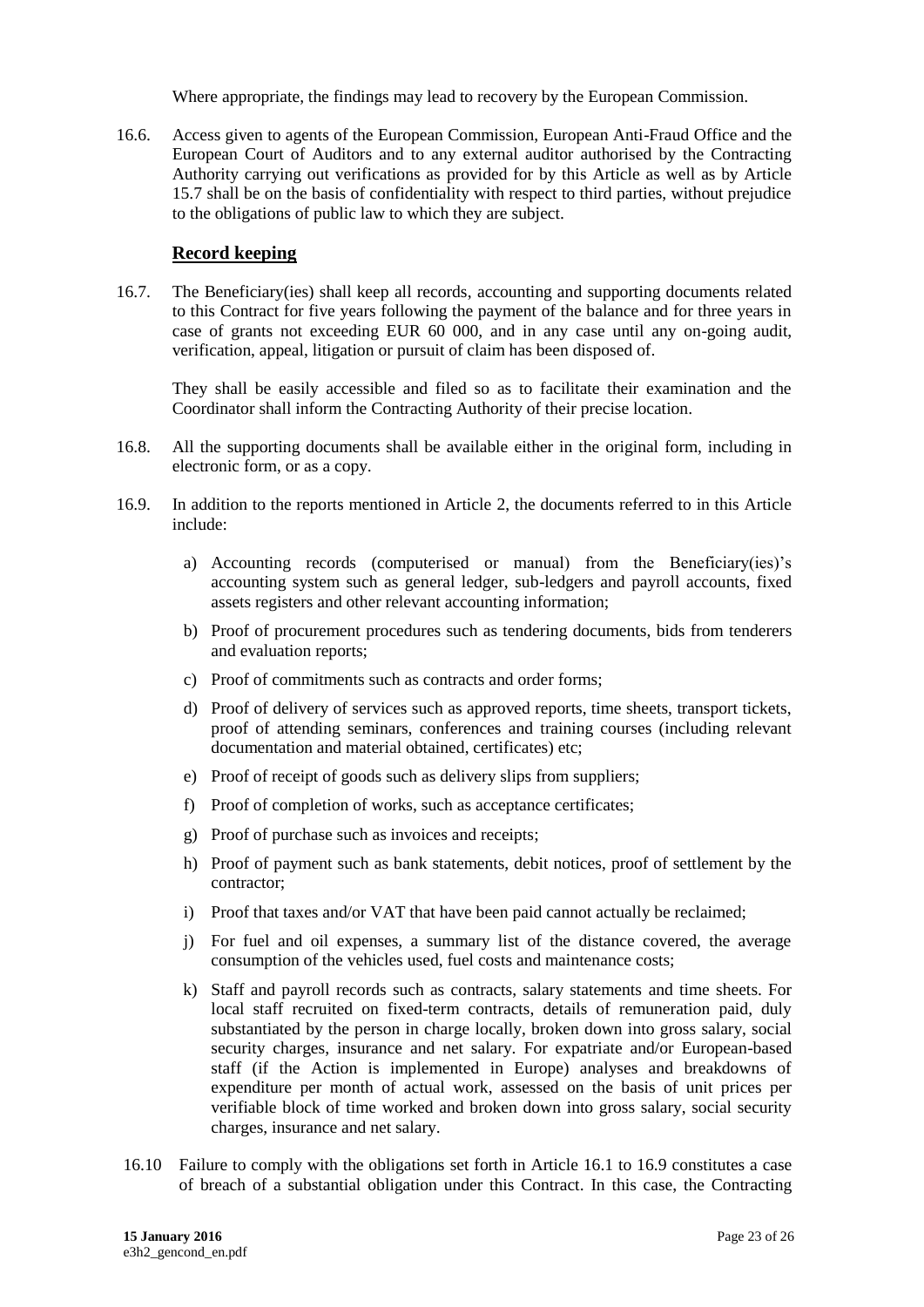Where appropriate, the findings may lead to recovery by the European Commission.

16.6. Access given to agents of the European Commission, European Anti-Fraud Office and the European Court of Auditors and to any external auditor authorised by the Contracting Authority carrying out verifications as provided for by this Article as well as by Article 15.7 shall be on the basis of confidentiality with respect to third parties, without prejudice to the obligations of public law to which they are subject.

## Record keeping

16.7. The Beneficiary(ies) shall keep all records, accounting and supporting documents related to this Contract for five years following the payment of the balance and for three years in case of grants not exceeding EUR 60 000, and in any case until any on-going audit, verification, appeal, litigation or pursuit of claim has been disposed of.

They shall be easily accessible and filed so as to facilitate their examination and the Coordinator shall inform the Contracting Authority of their precise location.

16.8. All the supporting documents shall be available either in the original form, including in electronic form, or as a copy.

16.9. In addition to the reports mentioned in Article 2, the documents referred to in this Article include:

a) Accounting records (computerised or manual) from the Beneficiary(ies)'s accounting system such as general ledger, sub-ledgers and payroll accounts, fixed assets registers and other relevant accounting information;

b) Proof of procurement procedures such as tendering documents, bids from tenderers and evaluation reports;

c) Proof of commitments such as contracts and order forms;

d) Proof of delivery of services such as approved reports, time sheets, transport tickets, proof of attending seminars, conferences and training courses (including relevant documentation and material obtained, certificates) etc;

e) Proof of receipt of goods such as delivery slips from suppliers;

f) Proof of completion of works, such as acceptance certificates;

g) Proof of purchase such as invoices and receipts;

h) Proof of payment such as bank statements, debit notices, proof of settlement by the contractor;

i) Proof that taxes and/or VAT that have been paid cannot actually be reclaimed;

j) For fuel and oil expenses, a summary list of the distance covered, the average consumption of the vehicles used, fuel costs and maintenance costs;

k) Staff and payroll records such as contracts, salary statements and time sheets. For local staff recruited on fixed-term contracts, details of remuneration paid, duly substantiated by the person in charge locally, broken down into gross salary, social security charges, insurance and net salary. For expatriate and/or European-based staff (if the Action is implemented in Europe) analyses and breakdowns of expenditure per month of actual work, assessed on the basis of unit prices per verifiable block of time worked and broken down into gross salary, social security charges, insurance and net salary.

16.10 Failure to comply with the obligations set forth in Article 16.1 to 16.9 constitutes a case of breach of a substantial obligation under this Contract. In this case, the Contracting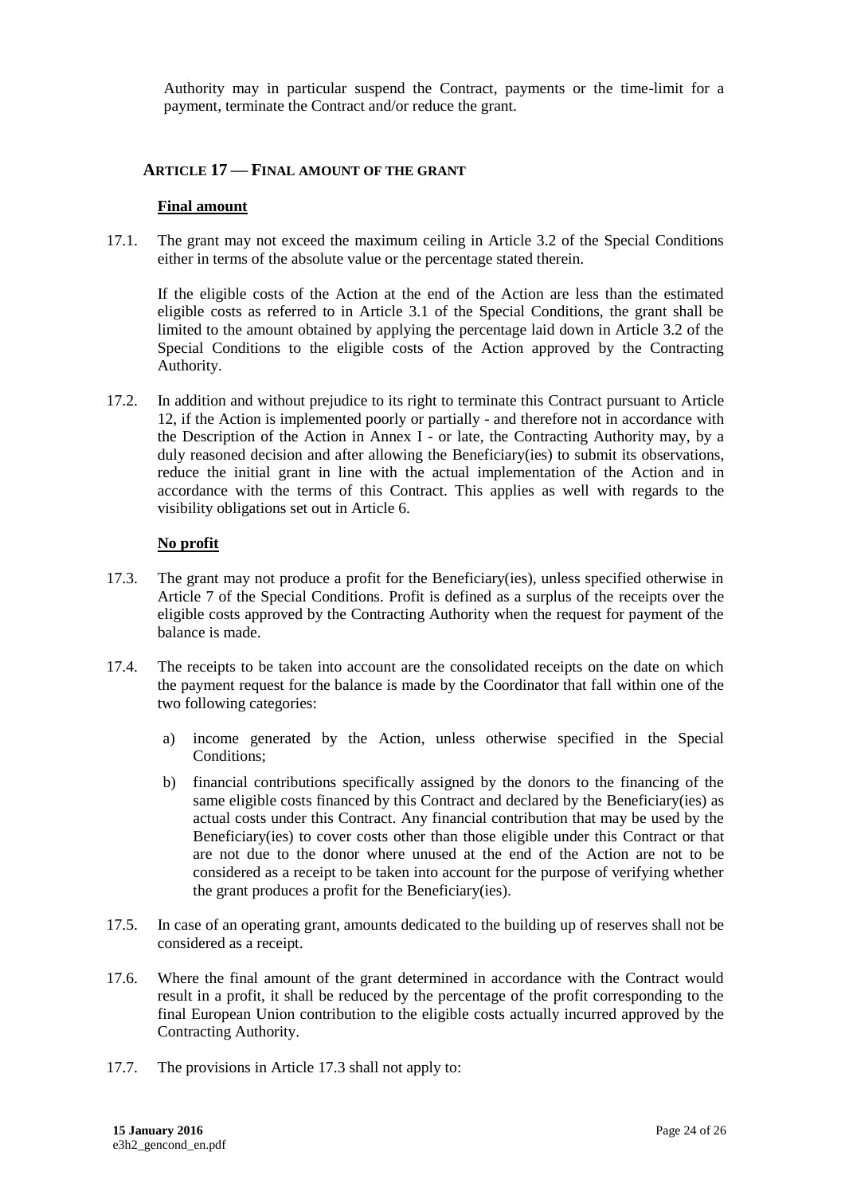Authority may in particular suspend the Contract, payments or the time-limit for a payment, terminate the Contract and/or reduce the grant.

## ARTICLE 17 — FINAL AMOUNT OF THE GRANT

**Final amount**

17.1. The grant may not exceed the maximum ceiling in Article 3.2 of the Special Conditions either in terms of the absolute value or the percentage stated therein.

If the eligible costs of the Action at the end of the Action are less than the estimated eligible costs as referred to in Article 3.1 of the Special Conditions, the grant shall be limited to the amount obtained by applying the percentage laid down in Article 3.2 of the Special Conditions to the eligible costs of the Action approved by the Contracting Authority.

17.2. In addition and without prejudice to its right to terminate this Contract pursuant to Article 12, if the Action is implemented poorly or partially - and therefore not in accordance with the Description of the Action in Annex I - or late, the Contracting Authority may, by a duly reasoned decision and after allowing the Beneficiary(ies) to submit its observations, reduce the initial grant in line with the actual implementation of the Action and in accordance with the terms of this Contract. This applies as well with regards to the visibility obligations set out in Article 6.

**No profit**

17.3. The grant may not produce a profit for the Beneficiary(ies), unless specified otherwise in Article 7 of the Special Conditions. Profit is defined as a surplus of the receipts over the eligible costs approved by the Contracting Authority when the request for payment of the balance is made.

17.4. The receipts to be taken into account are the consolidated receipts on the date on which the payment request for the balance is made by the Coordinator that fall within one of the two following categories:

a) income generated by the Action, unless otherwise specified in the Special Conditions;

b) financial contributions specifically assigned by the donors to the financing of the same eligible costs financed by this Contract and declared by the Beneficiary(ies) as actual costs under this Contract. Any financial contribution that may be used by the Beneficiary(ies) to cover costs other than those eligible under this Contract or that are not due to the donor where unused at the end of the Action are not to be considered as a receipt to be taken into account for the purpose of verifying whether the grant produces a profit for the Beneficiary(ies).

17.5. In case of an operating grant, amounts dedicated to the building up of reserves shall not be considered as a receipt.

17.6. Where the final amount of the grant determined in accordance with the Contract would result in a profit, it shall be reduced by the percentage of the profit corresponding to the final European Union contribution to the eligible costs actually incurred approved by the Contracting Authority.

17.7. The provisions in Article 17.3 shall not apply to: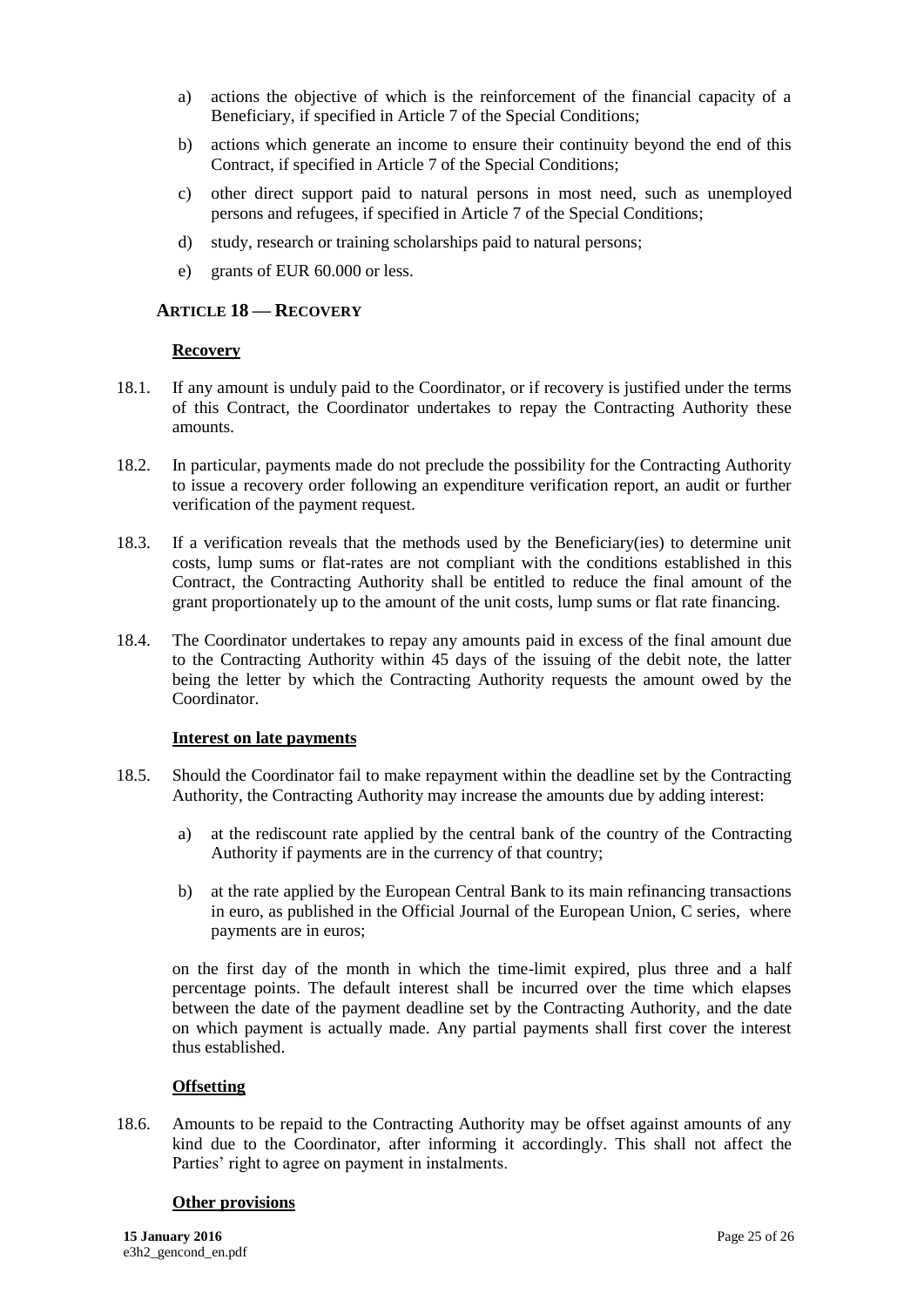a) actions the objective of which is the reinforcement of the financial capacity of a Beneficiary, if specified in Article 7 of the Special Conditions;

b) actions which generate an income to ensure their continuity beyond the end of this Contract, if specified in Article 7 of the Special Conditions;

c) other direct support paid to natural persons in most need, such as unemployed persons and refugees, if specified in Article 7 of the Special Conditions;

d) study, research or training scholarships paid to natural persons;

e) grants of EUR 60.000 or less.

## ARTICLE 18 — RECOVERY

**Recovery**

18.1. If any amount is unduly paid to the Coordinator, or if recovery is justified under the terms of this Contract, the Coordinator undertakes to repay the Contracting Authority these amounts.

18.2. In particular, payments made do not preclude the possibility for the Contracting Authority to issue a recovery order following an expenditure verification report, an audit or further verification of the payment request.

18.3. If a verification reveals that the methods used by the Beneficiary(ies) to determine unit costs, lump sums or flat-rates are not compliant with the conditions established in this Contract, the Contracting Authority shall be entitled to reduce the final amount of the grant proportionately up to the amount of the unit costs, lump sums or flat rate financing.

18.4. The Coordinator undertakes to repay any amounts paid in excess of the final amount due to the Contracting Authority within 45 days of the issuing of the debit note, the latter being the letter by which the Contracting Authority requests the amount owed by the Coordinator.

**Interest on late payments**

18.5. Should the Coordinator fail to make repayment within the deadline set by the Contracting Authority, the Contracting Authority may increase the amounts due by adding interest:

a) at the rediscount rate applied by the central bank of the country of the Contracting Authority if payments are in the currency of that country;

b) at the rate applied by the European Central Bank to its main refinancing transactions in euro, as published in the Official Journal of the European Union, C series, where payments are in euros;

on the first day of the month in which the time-limit expired, plus three and a half percentage points. The default interest shall be incurred over the time which elapses between the date of the payment deadline set by the Contracting Authority, and the date on which payment is actually made. Any partial payments shall first cover the interest thus established.

**Offsetting**

18.6. Amounts to be repaid to the Contracting Authority may be offset against amounts of any kind due to the Coordinator, after informing it accordingly. This shall not affect the Parties' right to agree on payment in instalments.

**Other provisions**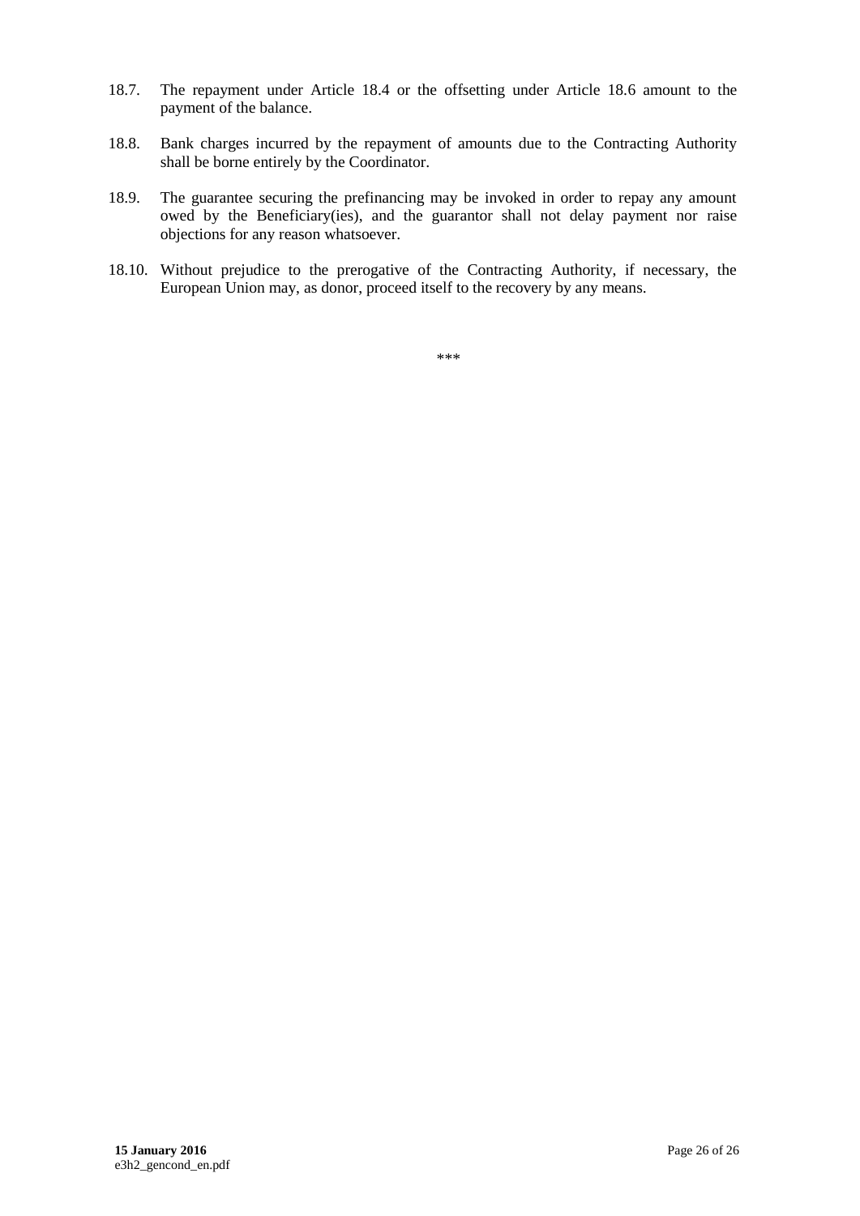18.7. The repayment under Article 18.4 or the offsetting under Article 18.6 amount to the payment of the balance.

18.8. Bank charges incurred by the repayment of amounts due to the Contracting Authority shall be borne entirely by the Coordinator.

18.9. The guarantee securing the prefinancing may be invoked in order to repay any amount owed by the Beneficiary(ies), and the guarantor shall not delay payment nor raise objections for any reason whatsoever.

18.10. Without prejudice to the prerogative of the Contracting Authority, if necessary, the European Union may, as donor, proceed itself to the recovery by any means.

***